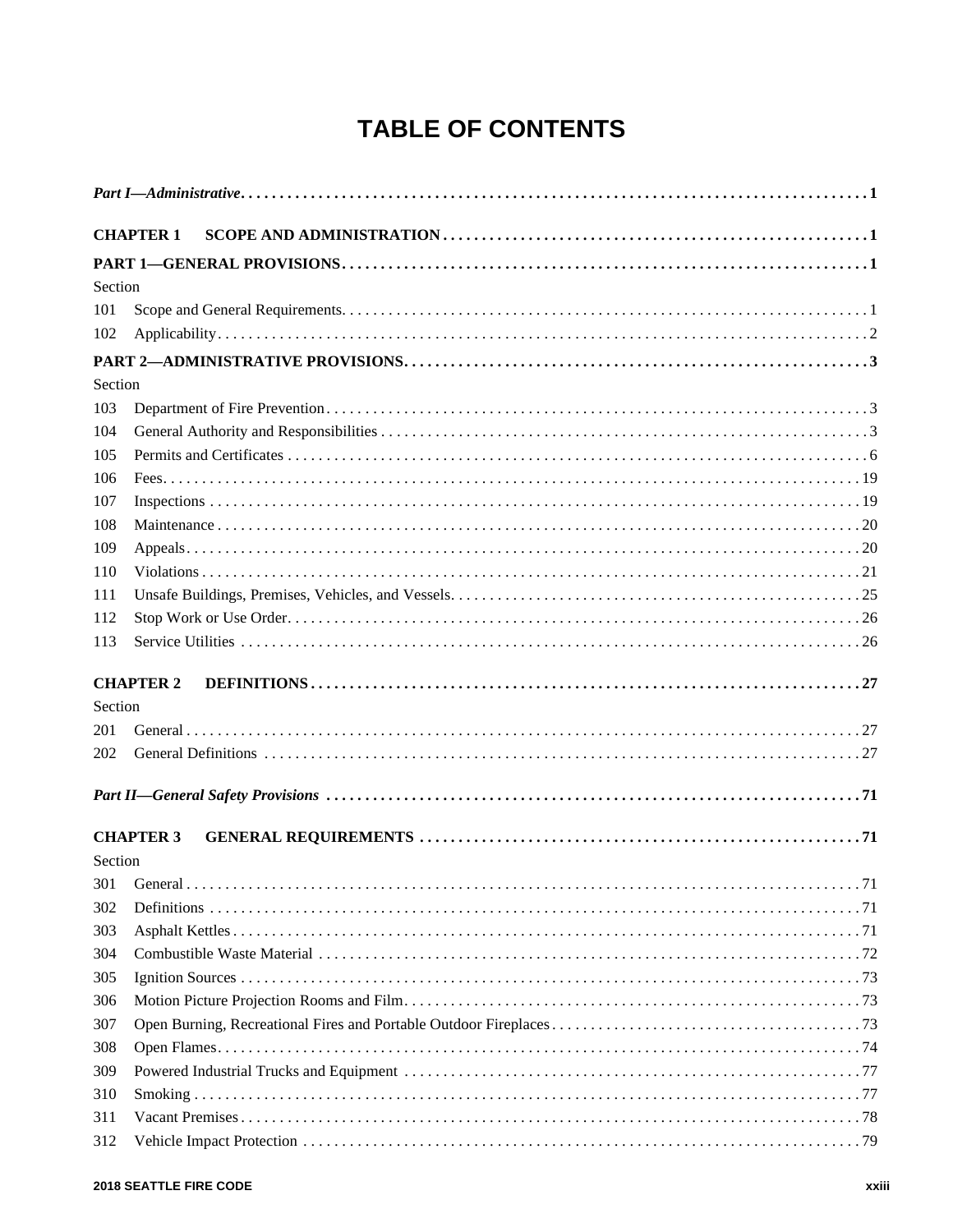# TABLE OF CONTENTS

***Part I—Administrative*** . . . . . . . . . . . . . . . . . . . . . . . . . . . . . . . . . . . . . . . . . . . . . . . . . . . . . . . . . . . . **1**

**CHAPTER 1 SCOPE AND ADMINISTRATION** . . . . . . . . . . . . . . . . . . . . . . . . . . . . . . . . . . . . **1**

**PART 1—GENERAL PROVISIONS** . . . . . . . . . . . . . . . . . . . . . . . . . . . . . . . . . . . . . . . . . . . . . . **1**

| Section | | |
|---|---|---|
| 101 | Scope and General Requirements | 1 |
| 102 | Applicability | 2 |

**PART 2—ADMINISTRATIVE PROVISIONS** . . . . . . . . . . . . . . . . . . . . . . . . . . . . . . . . . . . . . . . **3**

| Section | | |
|---|---|---|
| 103 | Department of Fire Prevention | 3 |
| 104 | General Authority and Responsibilities | 3 |
| 105 | Permits and Certificates | 6 |
| 106 | Fees | 19 |
| 107 | Inspections | 19 |
| 108 | Maintenance | 20 |
| 109 | Appeals | 20 |
| 110 | Violations | 21 |
| 111 | Unsafe Buildings, Premises, Vehicles, and Vessels | 25 |
| 112 | Stop Work or Use Order | 26 |
| 113 | Service Utilities | 26 |

**CHAPTER 2 DEFINITIONS** . . . . . . . . . . . . . . . . . . . . . . . . . . . . . . . . . . . . . . . . . . . . . . . . . . . **27**

| Section | | |
|---|---|---|
| 201 | General | 27 |
| 202 | General Definitions | 27 |

***Part II—General Safety Provisions*** . . . . . . . . . . . . . . . . . . . . . . . . . . . . . . . . . . . . . . . . . . . . . . **71**

**CHAPTER 3 GENERAL REQUIREMENTS** . . . . . . . . . . . . . . . . . . . . . . . . . . . . . . . . . . . . . . . . **71**

| Section | | |
|---|---|---|
| 301 | General | 71 |
| 302 | Definitions | 71 |
| 303 | Asphalt Kettles | 71 |
| 304 | Combustible Waste Material | 72 |
| 305 | Ignition Sources | 73 |
| 306 | Motion Picture Projection Rooms and Film | 73 |
| 307 | Open Burning, Recreational Fires and Portable Outdoor Fireplaces | 73 |
| 308 | Open Flames | 74 |
| 309 | Powered Industrial Trucks and Equipment | 77 |
| 310 | Smoking | 77 |
| 311 | Vacant Premises | 78 |
| 312 | Vehicle Impact Protection | 79 |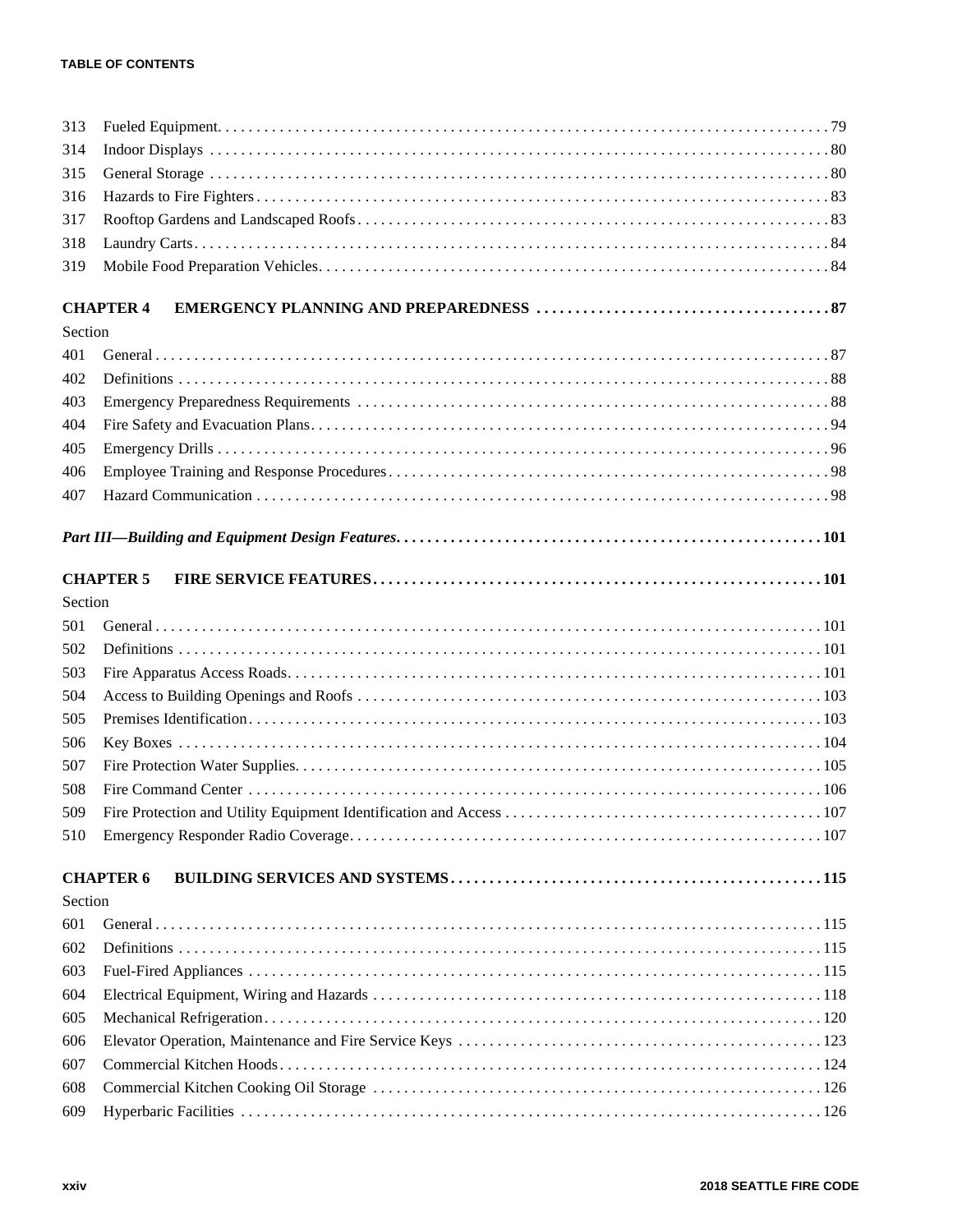313 Fueled Equipment. . . . . . . . . . . . . . . . . . . . . . . . . . . . . . . . . . . . . . . . . . . . . . . . . . . . . . . . . . . . . . . . . . . . . . . . 79
314 Indoor Displays . . . . . . . . . . . . . . . . . . . . . . . . . . . . . . . . . . . . . . . . . . . . . . . . . . . . . . . . . . . . . . . . . . . . . . . . 80
315 General Storage . . . . . . . . . . . . . . . . . . . . . . . . . . . . . . . . . . . . . . . . . . . . . . . . . . . . . . . . . . . . . . . . . . . . . . . . 80
316 Hazards to Fire Fighters . . . . . . . . . . . . . . . . . . . . . . . . . . . . . . . . . . . . . . . . . . . . . . . . . . . . . . . . . . . . . . . . . . 83
317 Rooftop Gardens and Landscaped Roofs . . . . . . . . . . . . . . . . . . . . . . . . . . . . . . . . . . . . . . . . . . . . . . . . . . . . . 83
318 Laundry Carts. . . . . . . . . . . . . . . . . . . . . . . . . . . . . . . . . . . . . . . . . . . . . . . . . . . . . . . . . . . . . . . . . . . . . . . . . . 84
319 Mobile Food Preparation Vehicles. . . . . . . . . . . . . . . . . . . . . . . . . . . . . . . . . . . . . . . . . . . . . . . . . . . . . . . . . . 84

**CHAPTER 4 EMERGENCY PLANNING AND PREPAREDNESS . . . . . . . . . . . . . . . . . . . . . . . . . . . . . . . . . . . . 87**

Section

401 General . . . . . . . . . . . . . . . . . . . . . . . . . . . . . . . . . . . . . . . . . . . . . . . . . . . . . . . . . . . . . . . . . . . . . . . . . . . . . 87
402 Definitions . . . . . . . . . . . . . . . . . . . . . . . . . . . . . . . . . . . . . . . . . . . . . . . . . . . . . . . . . . . . . . . . . . . . . . . . . . . 88
403 Emergency Preparedness Requirements . . . . . . . . . . . . . . . . . . . . . . . . . . . . . . . . . . . . . . . . . . . . . . . . . . . . . 88
404 Fire Safety and Evacuation Plans. . . . . . . . . . . . . . . . . . . . . . . . . . . . . . . . . . . . . . . . . . . . . . . . . . . . . . . . . . . 94
405 Emergency Drills . . . . . . . . . . . . . . . . . . . . . . . . . . . . . . . . . . . . . . . . . . . . . . . . . . . . . . . . . . . . . . . . . . . . . . . 96
406 Employee Training and Response Procedures . . . . . . . . . . . . . . . . . . . . . . . . . . . . . . . . . . . . . . . . . . . . . . . . . 98
407 Hazard Communication . . . . . . . . . . . . . . . . . . . . . . . . . . . . . . . . . . . . . . . . . . . . . . . . . . . . . . . . . . . . . . . . . . 98

***Part III—Building and Equipment Design Features. . . . . . . . . . . . . . . . . . . . . . . . . . . . . . . . . . . . . . . . . . . . . . . 101***

**CHAPTER 5 FIRE SERVICE FEATURES . . . . . . . . . . . . . . . . . . . . . . . . . . . . . . . . . . . . . . . . . . . . . . . . . . . . . . . 101**

Section

501 General . . . . . . . . . . . . . . . . . . . . . . . . . . . . . . . . . . . . . . . . . . . . . . . . . . . . . . . . . . . . . . . . . . . . . . . . . . . . 101
502 Definitions . . . . . . . . . . . . . . . . . . . . . . . . . . . . . . . . . . . . . . . . . . . . . . . . . . . . . . . . . . . . . . . . . . . . . . . . . . 101
503 Fire Apparatus Access Roads. . . . . . . . . . . . . . . . . . . . . . . . . . . . . . . . . . . . . . . . . . . . . . . . . . . . . . . . . . . . . 101
504 Access to Building Openings and Roofs . . . . . . . . . . . . . . . . . . . . . . . . . . . . . . . . . . . . . . . . . . . . . . . . . . . . 103
505 Premises Identification . . . . . . . . . . . . . . . . . . . . . . . . . . . . . . . . . . . . . . . . . . . . . . . . . . . . . . . . . . . . . . . . . 103
506 Key Boxes . . . . . . . . . . . . . . . . . . . . . . . . . . . . . . . . . . . . . . . . . . . . . . . . . . . . . . . . . . . . . . . . . . . . . . . . . . 104
507 Fire Protection Water Supplies. . . . . . . . . . . . . . . . . . . . . . . . . . . . . . . . . . . . . . . . . . . . . . . . . . . . . . . . . . . . 105
508 Fire Command Center . . . . . . . . . . . . . . . . . . . . . . . . . . . . . . . . . . . . . . . . . . . . . . . . . . . . . . . . . . . . . . . . . 106
509 Fire Protection and Utility Equipment Identification and Access . . . . . . . . . . . . . . . . . . . . . . . . . . . . . . . . . 107
510 Emergency Responder Radio Coverage. . . . . . . . . . . . . . . . . . . . . . . . . . . . . . . . . . . . . . . . . . . . . . . . . . . . . 107

**CHAPTER 6 BUILDING SERVICES AND SYSTEMS . . . . . . . . . . . . . . . . . . . . . . . . . . . . . . . . . . . . . . . . . . . . . . 115**

Section

601 General . . . . . . . . . . . . . . . . . . . . . . . . . . . . . . . . . . . . . . . . . . . . . . . . . . . . . . . . . . . . . . . . . . . . . . . . . . . . 115
602 Definitions . . . . . . . . . . . . . . . . . . . . . . . . . . . . . . . . . . . . . . . . . . . . . . . . . . . . . . . . . . . . . . . . . . . . . . . . . . 115
603 Fuel-Fired Appliances . . . . . . . . . . . . . . . . . . . . . . . . . . . . . . . . . . . . . . . . . . . . . . . . . . . . . . . . . . . . . . . . . 115
604 Electrical Equipment, Wiring and Hazards . . . . . . . . . . . . . . . . . . . . . . . . . . . . . . . . . . . . . . . . . . . . . . . . . . 118
605 Mechanical Refrigeration . . . . . . . . . . . . . . . . . . . . . . . . . . . . . . . . . . . . . . . . . . . . . . . . . . . . . . . . . . . . . . . 120
606 Elevator Operation, Maintenance and Fire Service Keys . . . . . . . . . . . . . . . . . . . . . . . . . . . . . . . . . . . . . . . 123
607 Commercial Kitchen Hoods . . . . . . . . . . . . . . . . . . . . . . . . . . . . . . . . . . . . . . . . . . . . . . . . . . . . . . . . . . . . . 124
608 Commercial Kitchen Cooking Oil Storage . . . . . . . . . . . . . . . . . . . . . . . . . . . . . . . . . . . . . . . . . . . . . . . . . . 126
609 Hyperbaric Facilities . . . . . . . . . . . . . . . . . . . . . . . . . . . . . . . . . . . . . . . . . . . . . . . . . . . . . . . . . . . . . . . . . . 126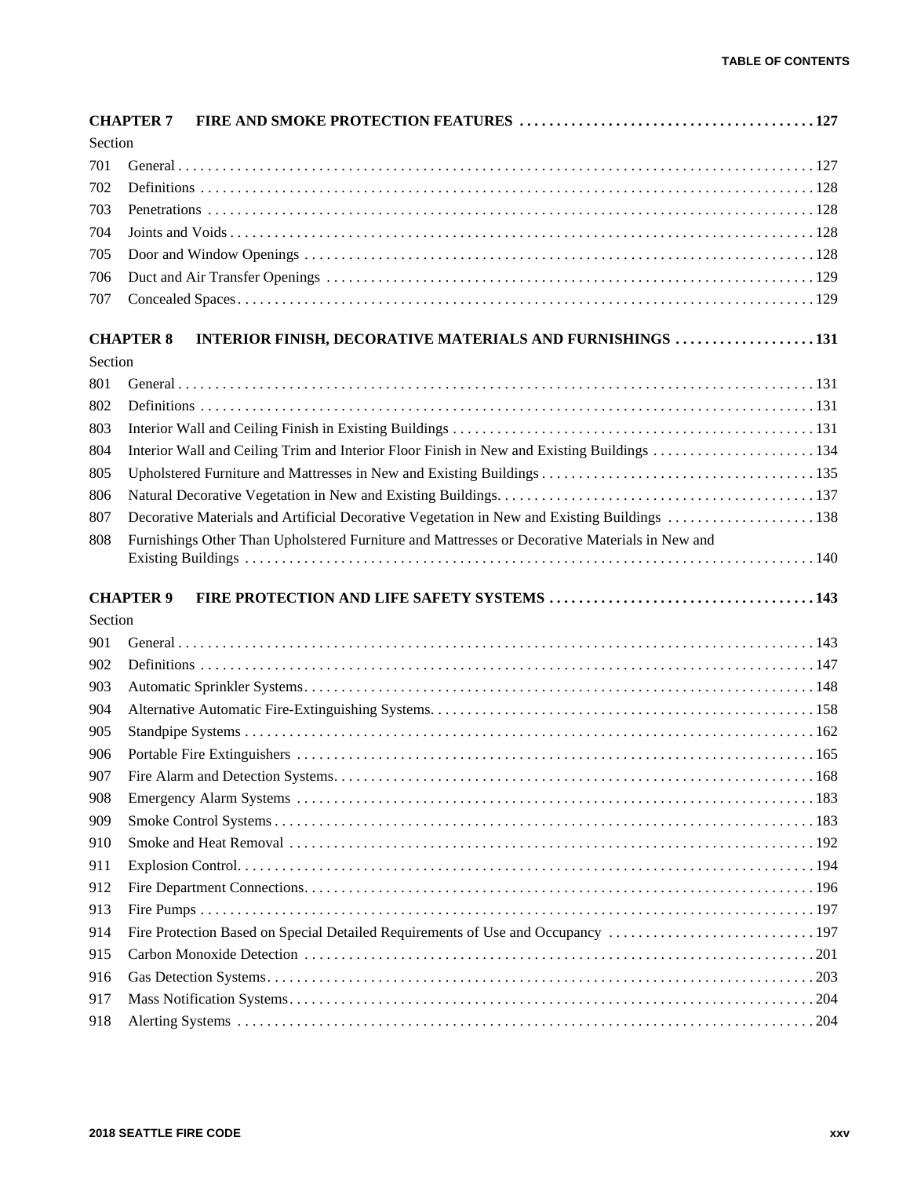**CHAPTER 7 FIRE AND SMOKE PROTECTION FEATURES . . . . . . . . . . . . . . . . . . . . . . . . . . . . . . . . . . . . . . . 127**

Section

701 General . . . . . . . . . . . . . . . . . . . . . . . . . . . . . . . . . . . . . . . . . . . . . . . . . . . . . . . . . . . . . . . . . . . . . . . . . . 127

702 Definitions . . . . . . . . . . . . . . . . . . . . . . . . . . . . . . . . . . . . . . . . . . . . . . . . . . . . . . . . . . . . . . . . . . . . . . . . 128

703 Penetrations . . . . . . . . . . . . . . . . . . . . . . . . . . . . . . . . . . . . . . . . . . . . . . . . . . . . . . . . . . . . . . . . . . . . . . . 128

704 Joints and Voids . . . . . . . . . . . . . . . . . . . . . . . . . . . . . . . . . . . . . . . . . . . . . . . . . . . . . . . . . . . . . . . . . . . . 128

705 Door and Window Openings . . . . . . . . . . . . . . . . . . . . . . . . . . . . . . . . . . . . . . . . . . . . . . . . . . . . . . . . . . 128

706 Duct and Air Transfer Openings . . . . . . . . . . . . . . . . . . . . . . . . . . . . . . . . . . . . . . . . . . . . . . . . . . . . . . . . 129

707 Concealed Spaces . . . . . . . . . . . . . . . . . . . . . . . . . . . . . . . . . . . . . . . . . . . . . . . . . . . . . . . . . . . . . . . . . . . 129

**CHAPTER 8 INTERIOR FINISH, DECORATIVE MATERIALS AND FURNISHINGS . . . . . . . . . . . . . . . . . . 131**

Section

801 General . . . . . . . . . . . . . . . . . . . . . . . . . . . . . . . . . . . . . . . . . . . . . . . . . . . . . . . . . . . . . . . . . . . . . . . . . . 131

802 Definitions . . . . . . . . . . . . . . . . . . . . . . . . . . . . . . . . . . . . . . . . . . . . . . . . . . . . . . . . . . . . . . . . . . . . . . . . 131

803 Interior Wall and Ceiling Finish in Existing Buildings . . . . . . . . . . . . . . . . . . . . . . . . . . . . . . . . . . . . . . . . 131

804 Interior Wall and Ceiling Trim and Interior Floor Finish in New and Existing Buildings . . . . . . . . . . . . . . . . . . . . . . 134

805 Upholstered Furniture and Mattresses in New and Existing Buildings . . . . . . . . . . . . . . . . . . . . . . . . . . . . . 135

806 Natural Decorative Vegetation in New and Existing Buildings. . . . . . . . . . . . . . . . . . . . . . . . . . . . . . . . . . . 137

807 Decorative Materials and Artificial Decorative Vegetation in New and Existing Buildings . . . . . . . . . . . . . . . . . . . . 138

808 Furnishings Other Than Upholstered Furniture and Mattresses or Decorative Materials in New and Existing Buildings . . . . . . . . . . . . . . . . . . . . . . . . . . . . . . . . . . . . . . . . . . . . . . . . . . . . . . . . . . . . . . . . . . . 140

**CHAPTER 9 FIRE PROTECTION AND LIFE SAFETY SYSTEMS . . . . . . . . . . . . . . . . . . . . . . . . . . . . . . . . . . . . 143**

Section

901 General . . . . . . . . . . . . . . . . . . . . . . . . . . . . . . . . . . . . . . . . . . . . . . . . . . . . . . . . . . . . . . . . . . . . . . . . . . 143

902 Definitions . . . . . . . . . . . . . . . . . . . . . . . . . . . . . . . . . . . . . . . . . . . . . . . . . . . . . . . . . . . . . . . . . . . . . . . . 147

903 Automatic Sprinkler Systems. . . . . . . . . . . . . . . . . . . . . . . . . . . . . . . . . . . . . . . . . . . . . . . . . . . . . . . . . . 148

904 Alternative Automatic Fire-Extinguishing Systems. . . . . . . . . . . . . . . . . . . . . . . . . . . . . . . . . . . . . . . . . . 158

905 Standpipe Systems . . . . . . . . . . . . . . . . . . . . . . . . . . . . . . . . . . . . . . . . . . . . . . . . . . . . . . . . . . . . . . . . . . 162

906 Portable Fire Extinguishers . . . . . . . . . . . . . . . . . . . . . . . . . . . . . . . . . . . . . . . . . . . . . . . . . . . . . . . . . . . 165

907 Fire Alarm and Detection Systems. . . . . . . . . . . . . . . . . . . . . . . . . . . . . . . . . . . . . . . . . . . . . . . . . . . . . . 168

908 Emergency Alarm Systems . . . . . . . . . . . . . . . . . . . . . . . . . . . . . . . . . . . . . . . . . . . . . . . . . . . . . . . . . . . 183

909 Smoke Control Systems . . . . . . . . . . . . . . . . . . . . . . . . . . . . . . . . . . . . . . . . . . . . . . . . . . . . . . . . . . . . . . 183

910 Smoke and Heat Removal . . . . . . . . . . . . . . . . . . . . . . . . . . . . . . . . . . . . . . . . . . . . . . . . . . . . . . . . . . . . 192

911 Explosion Control. . . . . . . . . . . . . . . . . . . . . . . . . . . . . . . . . . . . . . . . . . . . . . . . . . . . . . . . . . . . . . . . . . . 194

912 Fire Department Connections. . . . . . . . . . . . . . . . . . . . . . . . . . . . . . . . . . . . . . . . . . . . . . . . . . . . . . . . . . 196

913 Fire Pumps . . . . . . . . . . . . . . . . . . . . . . . . . . . . . . . . . . . . . . . . . . . . . . . . . . . . . . . . . . . . . . . . . . . . . . . . 197

914 Fire Protection Based on Special Detailed Requirements of Use and Occupancy . . . . . . . . . . . . . . . . . . . . . . . . . . . 197

915 Carbon Monoxide Detection . . . . . . . . . . . . . . . . . . . . . . . . . . . . . . . . . . . . . . . . . . . . . . . . . . . . . . . . . . . 201

916 Gas Detection Systems. . . . . . . . . . . . . . . . . . . . . . . . . . . . . . . . . . . . . . . . . . . . . . . . . . . . . . . . . . . . . . . 203

917 Mass Notification Systems. . . . . . . . . . . . . . . . . . . . . . . . . . . . . . . . . . . . . . . . . . . . . . . . . . . . . . . . . . . . 204

918 Alerting Systems . . . . . . . . . . . . . . . . . . . . . . . . . . . . . . . . . . . . . . . . . . . . . . . . . . . . . . . . . . . . . . . . . . . 204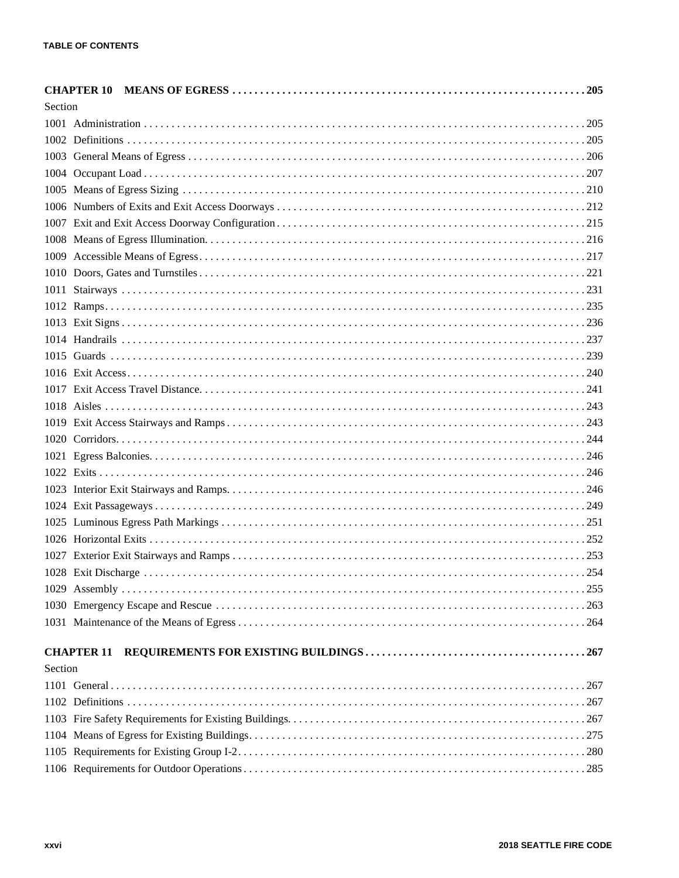**CHAPTER 10 MEANS OF EGRESS** . . . . . . . . . . . . . . . . . . . . . . . . . . . . . . . . . . . . . . . . . . . . . . . . . . . . . . . . . . . . . . . 205

Section

1001 Administration . . . . . . . . . . . . . . . . . . . . . . . . . . . . . . . . . . . . . . . . . . . . . . . . . . . . . . . . . . . . . . . . . . . . . . . . 205

1002 Definitions . . . . . . . . . . . . . . . . . . . . . . . . . . . . . . . . . . . . . . . . . . . . . . . . . . . . . . . . . . . . . . . . . . . . . . . . . . 205

1003 General Means of Egress . . . . . . . . . . . . . . . . . . . . . . . . . . . . . . . . . . . . . . . . . . . . . . . . . . . . . . . . . . . . . . . . 206

1004 Occupant Load . . . . . . . . . . . . . . . . . . . . . . . . . . . . . . . . . . . . . . . . . . . . . . . . . . . . . . . . . . . . . . . . . . . . . . . 207

1005 Means of Egress Sizing . . . . . . . . . . . . . . . . . . . . . . . . . . . . . . . . . . . . . . . . . . . . . . . . . . . . . . . . . . . . . . . . . 210

1006 Numbers of Exits and Exit Access Doorways . . . . . . . . . . . . . . . . . . . . . . . . . . . . . . . . . . . . . . . . . . . . . . . . 212

1007 Exit and Exit Access Doorway Configuration . . . . . . . . . . . . . . . . . . . . . . . . . . . . . . . . . . . . . . . . . . . . . . . . 215

1008 Means of Egress Illumination. . . . . . . . . . . . . . . . . . . . . . . . . . . . . . . . . . . . . . . . . . . . . . . . . . . . . . . . . . . . 216

1009 Accessible Means of Egress. . . . . . . . . . . . . . . . . . . . . . . . . . . . . . . . . . . . . . . . . . . . . . . . . . . . . . . . . . . . . 217

1010 Doors, Gates and Turnstiles . . . . . . . . . . . . . . . . . . . . . . . . . . . . . . . . . . . . . . . . . . . . . . . . . . . . . . . . . . . . . 221

1011 Stairways . . . . . . . . . . . . . . . . . . . . . . . . . . . . . . . . . . . . . . . . . . . . . . . . . . . . . . . . . . . . . . . . . . . . . . . . . . . 231

1012 Ramps. . . . . . . . . . . . . . . . . . . . . . . . . . . . . . . . . . . . . . . . . . . . . . . . . . . . . . . . . . . . . . . . . . . . . . . . . . . . . 235

1013 Exit Signs . . . . . . . . . . . . . . . . . . . . . . . . . . . . . . . . . . . . . . . . . . . . . . . . . . . . . . . . . . . . . . . . . . . . . . . . . . . 236

1014 Handrails . . . . . . . . . . . . . . . . . . . . . . . . . . . . . . . . . . . . . . . . . . . . . . . . . . . . . . . . . . . . . . . . . . . . . . . . . . . 237

1015 Guards . . . . . . . . . . . . . . . . . . . . . . . . . . . . . . . . . . . . . . . . . . . . . . . . . . . . . . . . . . . . . . . . . . . . . . . . . . . . . 239

1016 Exit Access. . . . . . . . . . . . . . . . . . . . . . . . . . . . . . . . . . . . . . . . . . . . . . . . . . . . . . . . . . . . . . . . . . . . . . . . . . 240

1017 Exit Access Travel Distance. . . . . . . . . . . . . . . . . . . . . . . . . . . . . . . . . . . . . . . . . . . . . . . . . . . . . . . . . . . . . 241

1018 Aisles . . . . . . . . . . . . . . . . . . . . . . . . . . . . . . . . . . . . . . . . . . . . . . . . . . . . . . . . . . . . . . . . . . . . . . . . . . . . . . 243

1019 Exit Access Stairways and Ramps . . . . . . . . . . . . . . . . . . . . . . . . . . . . . . . . . . . . . . . . . . . . . . . . . . . . . . . . 243

1020 Corridors. . . . . . . . . . . . . . . . . . . . . . . . . . . . . . . . . . . . . . . . . . . . . . . . . . . . . . . . . . . . . . . . . . . . . . . . . . . . 244

1021 Egress Balconies. . . . . . . . . . . . . . . . . . . . . . . . . . . . . . . . . . . . . . . . . . . . . . . . . . . . . . . . . . . . . . . . . . . . . . 246

1022 Exits . . . . . . . . . . . . . . . . . . . . . . . . . . . . . . . . . . . . . . . . . . . . . . . . . . . . . . . . . . . . . . . . . . . . . . . . . . . . . . . 246

1023 Interior Exit Stairways and Ramps. . . . . . . . . . . . . . . . . . . . . . . . . . . . . . . . . . . . . . . . . . . . . . . . . . . . . . . . 246

1024 Exit Passageways . . . . . . . . . . . . . . . . . . . . . . . . . . . . . . . . . . . . . . . . . . . . . . . . . . . . . . . . . . . . . . . . . . . . . 249

1025 Luminous Egress Path Markings . . . . . . . . . . . . . . . . . . . . . . . . . . . . . . . . . . . . . . . . . . . . . . . . . . . . . . . . . . 251

1026 Horizontal Exits . . . . . . . . . . . . . . . . . . . . . . . . . . . . . . . . . . . . . . . . . . . . . . . . . . . . . . . . . . . . . . . . . . . . . . 252

1027 Exterior Exit Stairways and Ramps . . . . . . . . . . . . . . . . . . . . . . . . . . . . . . . . . . . . . . . . . . . . . . . . . . . . . . . . 253

1028 Exit Discharge . . . . . . . . . . . . . . . . . . . . . . . . . . . . . . . . . . . . . . . . . . . . . . . . . . . . . . . . . . . . . . . . . . . . . . . 254

1029 Assembly . . . . . . . . . . . . . . . . . . . . . . . . . . . . . . . . . . . . . . . . . . . . . . . . . . . . . . . . . . . . . . . . . . . . . . . . . . . 255

1030 Emergency Escape and Rescue . . . . . . . . . . . . . . . . . . . . . . . . . . . . . . . . . . . . . . . . . . . . . . . . . . . . . . . . . . . 263

1031 Maintenance of the Means of Egress . . . . . . . . . . . . . . . . . . . . . . . . . . . . . . . . . . . . . . . . . . . . . . . . . . . . . . 264

**CHAPTER 11 REQUIREMENTS FOR EXISTING BUILDINGS** . . . . . . . . . . . . . . . . . . . . . . . . . . . . . . . . . . . . . . . 267

Section

1101 General . . . . . . . . . . . . . . . . . . . . . . . . . . . . . . . . . . . . . . . . . . . . . . . . . . . . . . . . . . . . . . . . . . . . . . . . . . . . . 267

1102 Definitions . . . . . . . . . . . . . . . . . . . . . . . . . . . . . . . . . . . . . . . . . . . . . . . . . . . . . . . . . . . . . . . . . . . . . . . . . . 267

1103 Fire Safety Requirements for Existing Buildings. . . . . . . . . . . . . . . . . . . . . . . . . . . . . . . . . . . . . . . . . . . . . . 267

1104 Means of Egress for Existing Buildings. . . . . . . . . . . . . . . . . . . . . . . . . . . . . . . . . . . . . . . . . . . . . . . . . . . . . 275

1105 Requirements for Existing Group I-2. . . . . . . . . . . . . . . . . . . . . . . . . . . . . . . . . . . . . . . . . . . . . . . . . . . . . . . 280

1106 Requirements for Outdoor Operations . . . . . . . . . . . . . . . . . . . . . . . . . . . . . . . . . . . . . . . . . . . . . . . . . . . . . . 285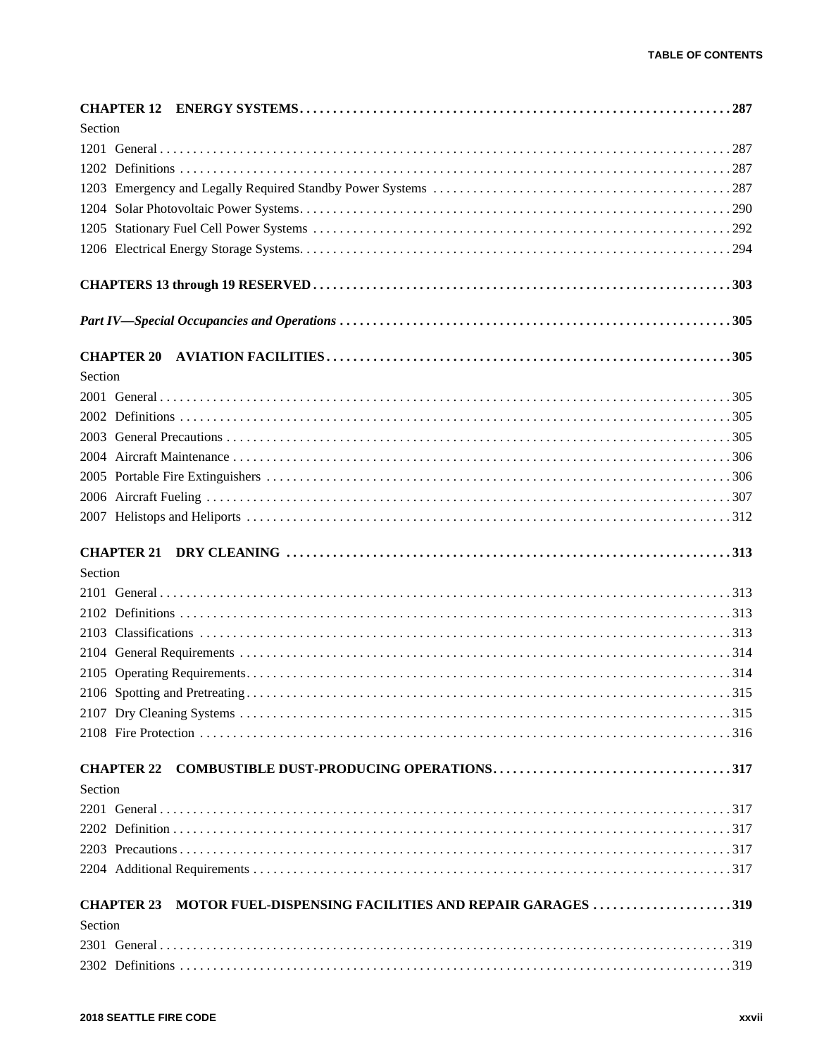**CHAPTER 12 ENERGY SYSTEMS** . . . . . . . . . . . . . . . . . . . . . . . . . . . . . . . . . . . . . . . . . . . . . . . . . . . . . . . . . . . . . . . . **287**

Section

1201 General . . . . . . . . . . . . . . . . . . . . . . . . . . . . . . . . . . . . . . . . . . . . . . . . . . . . . . . . . . . . . . . . . . . . . . . . . . . . . . 287

1202 Definitions . . . . . . . . . . . . . . . . . . . . . . . . . . . . . . . . . . . . . . . . . . . . . . . . . . . . . . . . . . . . . . . . . . . . . . . . . . . . . 287

1203 Emergency and Legally Required Standby Power Systems . . . . . . . . . . . . . . . . . . . . . . . . . . . . . . . . . . . . . . . . . . . . 287

1204 Solar Photovoltaic Power Systems. . . . . . . . . . . . . . . . . . . . . . . . . . . . . . . . . . . . . . . . . . . . . . . . . . . . . . . . . . . . . . 290

1205 Stationary Fuel Cell Power Systems . . . . . . . . . . . . . . . . . . . . . . . . . . . . . . . . . . . . . . . . . . . . . . . . . . . . . . . . . . . . 292

1206 Electrical Energy Storage Systems. . . . . . . . . . . . . . . . . . . . . . . . . . . . . . . . . . . . . . . . . . . . . . . . . . . . . . . . . . . . . . 294

**CHAPTERS 13 through 19 RESERVED** . . . . . . . . . . . . . . . . . . . . . . . . . . . . . . . . . . . . . . . . . . . . . . . . . . . . . . . . . . . . . **303**

***Part IV—Special Occupancies and Operations*** . . . . . . . . . . . . . . . . . . . . . . . . . . . . . . . . . . . . . . . . . . . . . . . . . . . . . . . . **305**

**CHAPTER 20 AVIATION FACILITIES** . . . . . . . . . . . . . . . . . . . . . . . . . . . . . . . . . . . . . . . . . . . . . . . . . . . . . . . . . . . . **305**

Section

2001 General . . . . . . . . . . . . . . . . . . . . . . . . . . . . . . . . . . . . . . . . . . . . . . . . . . . . . . . . . . . . . . . . . . . . . . . . . . . . . . 305

2002 Definitions . . . . . . . . . . . . . . . . . . . . . . . . . . . . . . . . . . . . . . . . . . . . . . . . . . . . . . . . . . . . . . . . . . . . . . . . . . . . . 305

2003 General Precautions . . . . . . . . . . . . . . . . . . . . . . . . . . . . . . . . . . . . . . . . . . . . . . . . . . . . . . . . . . . . . . . . . . . . . . 305

2004 Aircraft Maintenance . . . . . . . . . . . . . . . . . . . . . . . . . . . . . . . . . . . . . . . . . . . . . . . . . . . . . . . . . . . . . . . . . . . . . . 306

2005 Portable Fire Extinguishers . . . . . . . . . . . . . . . . . . . . . . . . . . . . . . . . . . . . . . . . . . . . . . . . . . . . . . . . . . . . . . . . . 306

2006 Aircraft Fueling . . . . . . . . . . . . . . . . . . . . . . . . . . . . . . . . . . . . . . . . . . . . . . . . . . . . . . . . . . . . . . . . . . . . . . . . . 307

2007 Helistops and Heliports . . . . . . . . . . . . . . . . . . . . . . . . . . . . . . . . . . . . . . . . . . . . . . . . . . . . . . . . . . . . . . . . . . . 312

**CHAPTER 21 DRY CLEANING** . . . . . . . . . . . . . . . . . . . . . . . . . . . . . . . . . . . . . . . . . . . . . . . . . . . . . . . . . . . . . . . . . **313**

Section

2101 General . . . . . . . . . . . . . . . . . . . . . . . . . . . . . . . . . . . . . . . . . . . . . . . . . . . . . . . . . . . . . . . . . . . . . . . . . . . . . . 313

2102 Definitions . . . . . . . . . . . . . . . . . . . . . . . . . . . . . . . . . . . . . . . . . . . . . . . . . . . . . . . . . . . . . . . . . . . . . . . . . . . . . 313

2103 Classifications . . . . . . . . . . . . . . . . . . . . . . . . . . . . . . . . . . . . . . . . . . . . . . . . . . . . . . . . . . . . . . . . . . . . . . . . . . 313

2104 General Requirements . . . . . . . . . . . . . . . . . . . . . . . . . . . . . . . . . . . . . . . . . . . . . . . . . . . . . . . . . . . . . . . . . . . . . 314

2105 Operating Requirements. . . . . . . . . . . . . . . . . . . . . . . . . . . . . . . . . . . . . . . . . . . . . . . . . . . . . . . . . . . . . . . . . . . . 314

2106 Spotting and Pretreating . . . . . . . . . . . . . . . . . . . . . . . . . . . . . . . . . . . . . . . . . . . . . . . . . . . . . . . . . . . . . . . . . . . 315

2107 Dry Cleaning Systems . . . . . . . . . . . . . . . . . . . . . . . . . . . . . . . . . . . . . . . . . . . . . . . . . . . . . . . . . . . . . . . . . . . . . 315

2108 Fire Protection . . . . . . . . . . . . . . . . . . . . . . . . . . . . . . . . . . . . . . . . . . . . . . . . . . . . . . . . . . . . . . . . . . . . . . . . . . 316

**CHAPTER 22 COMBUSTIBLE DUST-PRODUCING OPERATIONS** . . . . . . . . . . . . . . . . . . . . . . . . . . . . . . . . . . . . **317**

Section

2201 General . . . . . . . . . . . . . . . . . . . . . . . . . . . . . . . . . . . . . . . . . . . . . . . . . . . . . . . . . . . . . . . . . . . . . . . . . . . . . . 317

2202 Definition . . . . . . . . . . . . . . . . . . . . . . . . . . . . . . . . . . . . . . . . . . . . . . . . . . . . . . . . . . . . . . . . . . . . . . . . . . . . . . 317

2203 Precautions . . . . . . . . . . . . . . . . . . . . . . . . . . . . . . . . . . . . . . . . . . . . . . . . . . . . . . . . . . . . . . . . . . . . . . . . . . . . . 317

2204 Additional Requirements . . . . . . . . . . . . . . . . . . . . . . . . . . . . . . . . . . . . . . . . . . . . . . . . . . . . . . . . . . . . . . . . . . . 317

**CHAPTER 23 MOTOR FUEL-DISPENSING FACILITIES AND REPAIR GARAGES** . . . . . . . . . . . . . . . . . . . . . **319**

Section

2301 General . . . . . . . . . . . . . . . . . . . . . . . . . . . . . . . . . . . . . . . . . . . . . . . . . . . . . . . . . . . . . . . . . . . . . . . . . . . . . . 319

2302 Definitions . . . . . . . . . . . . . . . . . . . . . . . . . . . . . . . . . . . . . . . . . . . . . . . . . . . . . . . . . . . . . . . . . . . . . . . . . . . . . 319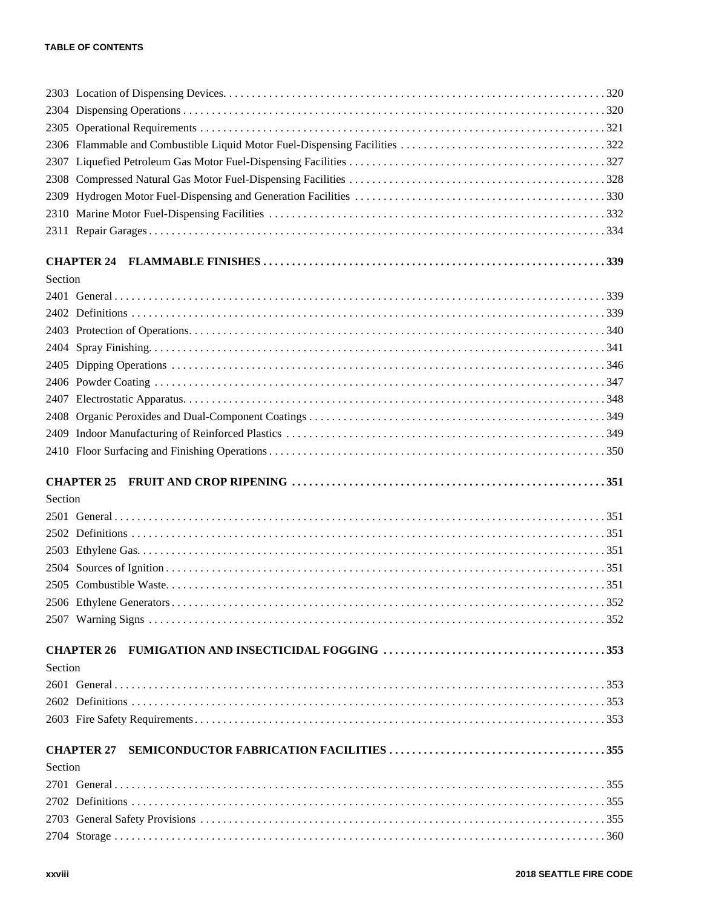2303 Location of Dispensing Devices. . . . . . . . . . 320
2304 Dispensing Operations . . . . . . . . . . 320
2305 Operational Requirements . . . . . . . . . . 321
2306 Flammable and Combustible Liquid Motor Fuel-Dispensing Facilities . . . . . . . . . . 322
2307 Liquefied Petroleum Gas Motor Fuel-Dispensing Facilities . . . . . . . . . . 327
2308 Compressed Natural Gas Motor Fuel-Dispensing Facilities . . . . . . . . . . 328
2309 Hydrogen Motor Fuel-Dispensing and Generation Facilities . . . . . . . . . . 330
2310 Marine Motor Fuel-Dispensing Facilities . . . . . . . . . . 332
2311 Repair Garages . . . . . . . . . . 334

**CHAPTER 24 FLAMMABLE FINISHES . . . . . . . . . . 339**

Section

2401 General . . . . . . . . . . 339
2402 Definitions . . . . . . . . . . 339
2403 Protection of Operations. . . . . . . . . . . 340
2404 Spray Finishing. . . . . . . . . . . 341
2405 Dipping Operations . . . . . . . . . . 346
2406 Powder Coating . . . . . . . . . . 347
2407 Electrostatic Apparatus. . . . . . . . . . . 348
2408 Organic Peroxides and Dual-Component Coatings . . . . . . . . . . 349
2409 Indoor Manufacturing of Reinforced Plastics . . . . . . . . . . 349
2410 Floor Surfacing and Finishing Operations . . . . . . . . . . 350

**CHAPTER 25 FRUIT AND CROP RIPENING . . . . . . . . . . 351**

Section

2501 General . . . . . . . . . . 351
2502 Definitions . . . . . . . . . . 351
2503 Ethylene Gas. . . . . . . . . . . 351
2504 Sources of Ignition . . . . . . . . . . 351
2505 Combustible Waste. . . . . . . . . . . 351
2506 Ethylene Generators . . . . . . . . . . 352
2507 Warning Signs . . . . . . . . . . 352

**CHAPTER 26 FUMIGATION AND INSECTICIDAL FOGGING . . . . . . . . . . 353**

Section

2601 General . . . . . . . . . . 353
2602 Definitions . . . . . . . . . . 353
2603 Fire Safety Requirements . . . . . . . . . . 353

**CHAPTER 27 SEMICONDUCTOR FABRICATION FACILITIES . . . . . . . . . . 355**

Section

2701 General . . . . . . . . . . 355
2702 Definitions . . . . . . . . . . 355
2703 General Safety Provisions . . . . . . . . . . 355
2704 Storage . . . . . . . . . . 360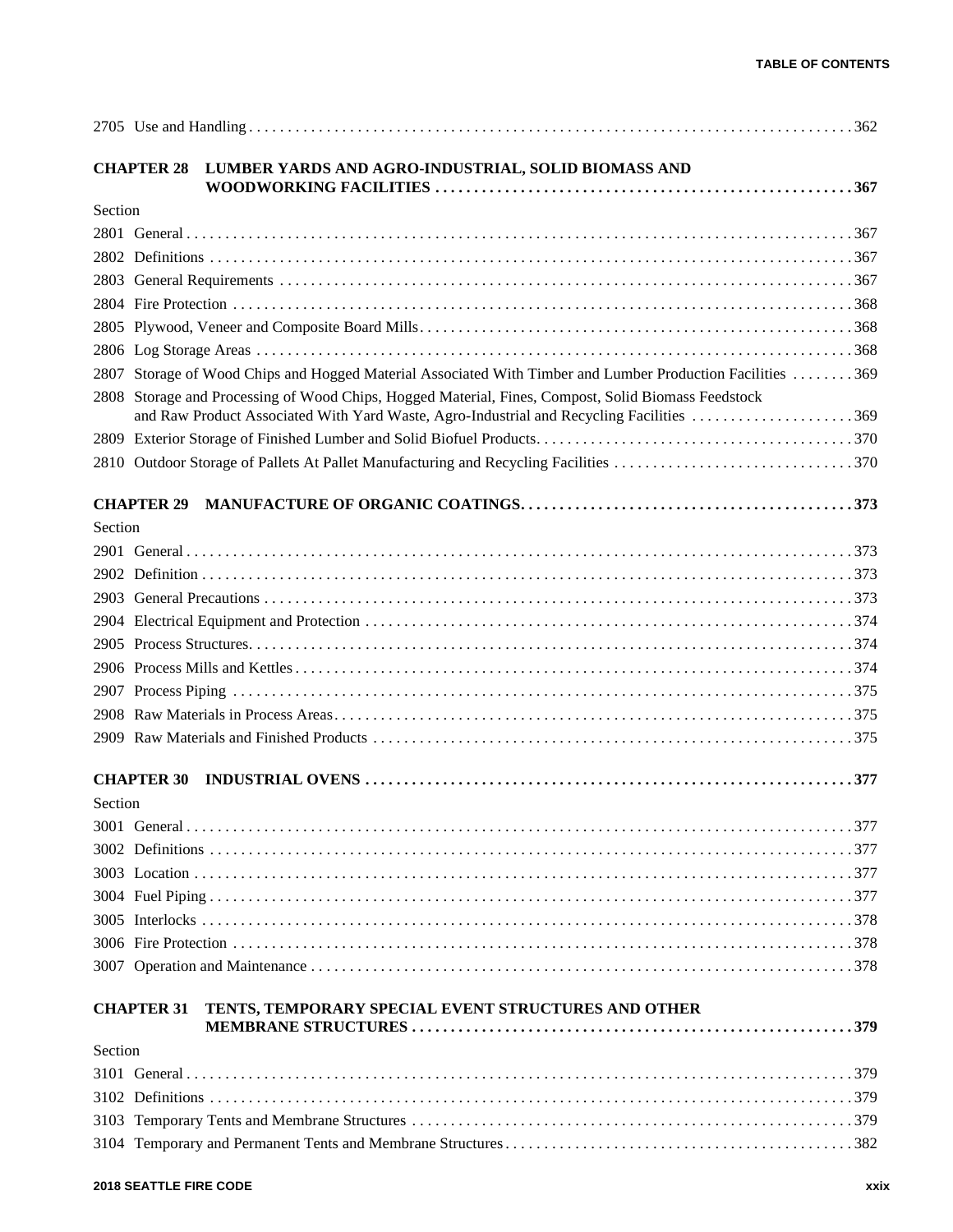2705 Use and Handling . . . . . . . . . . . . . . . . . . . . . . . . . . . . . . . . . . . . . . . . . . . . . . . . . . . . . . . . . . . . . . . . . . . . . . . . 362

**CHAPTER 28 LUMBER YARDS AND AGRO-INDUSTRIAL, SOLID BIOMASS AND WOODWORKING FACILITIES . . . . . . . . . . . . . . . . . . . . . . . . . . . . . . . . . . . . . . . . . . . . . . . . . . . . 367**

Section

2801 General . . . . . . . . . . . . . . . . . . . . . . . . . . . . . . . . . . . . . . . . . . . . . . . . . . . . . . . . . . . . . . . . . . . . . . . . . . . . . 367

2802 Definitions . . . . . . . . . . . . . . . . . . . . . . . . . . . . . . . . . . . . . . . . . . . . . . . . . . . . . . . . . . . . . . . . . . . . . . . . . . . 367

2803 General Requirements . . . . . . . . . . . . . . . . . . . . . . . . . . . . . . . . . . . . . . . . . . . . . . . . . . . . . . . . . . . . . . . . . 367

2804 Fire Protection . . . . . . . . . . . . . . . . . . . . . . . . . . . . . . . . . . . . . . . . . . . . . . . . . . . . . . . . . . . . . . . . . . . . . . . . 368

2805 Plywood, Veneer and Composite Board Mills. . . . . . . . . . . . . . . . . . . . . . . . . . . . . . . . . . . . . . . . . . . . . . . . . 368

2806 Log Storage Areas . . . . . . . . . . . . . . . . . . . . . . . . . . . . . . . . . . . . . . . . . . . . . . . . . . . . . . . . . . . . . . . . . . . . 368

2807 Storage of Wood Chips and Hogged Material Associated With Timber and Lumber Production Facilities . . . . . . . . 369

2808 Storage and Processing of Wood Chips, Hogged Material, Fines, Compost, Solid Biomass Feedstock and Raw Product Associated With Yard Waste, Agro-Industrial and Recycling Facilities . . . . . . . . . . . . . . . . . . . . . 369

2809 Exterior Storage of Finished Lumber and Solid Biofuel Products. . . . . . . . . . . . . . . . . . . . . . . . . . . . . . . . . . . 370

2810 Outdoor Storage of Pallets At Pallet Manufacturing and Recycling Facilities . . . . . . . . . . . . . . . . . . . . . . . . . . . 370

**CHAPTER 29 MANUFACTURE OF ORGANIC COATINGS. . . . . . . . . . . . . . . . . . . . . . . . . . . . . . . . . . . . . . . . . . 373**

Section

2901 General . . . . . . . . . . . . . . . . . . . . . . . . . . . . . . . . . . . . . . . . . . . . . . . . . . . . . . . . . . . . . . . . . . . . . . . . . . . . . 373

2902 Definition . . . . . . . . . . . . . . . . . . . . . . . . . . . . . . . . . . . . . . . . . . . . . . . . . . . . . . . . . . . . . . . . . . . . . . . . . . . . 373

2903 General Precautions . . . . . . . . . . . . . . . . . . . . . . . . . . . . . . . . . . . . . . . . . . . . . . . . . . . . . . . . . . . . . . . . . . . 373

2904 Electrical Equipment and Protection . . . . . . . . . . . . . . . . . . . . . . . . . . . . . . . . . . . . . . . . . . . . . . . . . . . . . . . 374

2905 Process Structures. . . . . . . . . . . . . . . . . . . . . . . . . . . . . . . . . . . . . . . . . . . . . . . . . . . . . . . . . . . . . . . . . . . . . 374

2906 Process Mills and Kettles . . . . . . . . . . . . . . . . . . . . . . . . . . . . . . . . . . . . . . . . . . . . . . . . . . . . . . . . . . . . . . . 374

2907 Process Piping . . . . . . . . . . . . . . . . . . . . . . . . . . . . . . . . . . . . . . . . . . . . . . . . . . . . . . . . . . . . . . . . . . . . . . . 375

2908 Raw Materials in Process Areas. . . . . . . . . . . . . . . . . . . . . . . . . . . . . . . . . . . . . . . . . . . . . . . . . . . . . . . . . . . 375

2909 Raw Materials and Finished Products . . . . . . . . . . . . . . . . . . . . . . . . . . . . . . . . . . . . . . . . . . . . . . . . . . . . . . 375

**CHAPTER 30 INDUSTRIAL OVENS . . . . . . . . . . . . . . . . . . . . . . . . . . . . . . . . . . . . . . . . . . . . . . . . . . . . . . . . . . 377**

Section

3001 General . . . . . . . . . . . . . . . . . . . . . . . . . . . . . . . . . . . . . . . . . . . . . . . . . . . . . . . . . . . . . . . . . . . . . . . . . . . . . 377

3002 Definitions . . . . . . . . . . . . . . . . . . . . . . . . . . . . . . . . . . . . . . . . . . . . . . . . . . . . . . . . . . . . . . . . . . . . . . . . . . . 377

3003 Location . . . . . . . . . . . . . . . . . . . . . . . . . . . . . . . . . . . . . . . . . . . . . . . . . . . . . . . . . . . . . . . . . . . . . . . . . . . . 377

3004 Fuel Piping . . . . . . . . . . . . . . . . . . . . . . . . . . . . . . . . . . . . . . . . . . . . . . . . . . . . . . . . . . . . . . . . . . . . . . . . . . 377

3005 Interlocks . . . . . . . . . . . . . . . . . . . . . . . . . . . . . . . . . . . . . . . . . . . . . . . . . . . . . . . . . . . . . . . . . . . . . . . . . . . 378

3006 Fire Protection . . . . . . . . . . . . . . . . . . . . . . . . . . . . . . . . . . . . . . . . . . . . . . . . . . . . . . . . . . . . . . . . . . . . . . . . 378

3007 Operation and Maintenance . . . . . . . . . . . . . . . . . . . . . . . . . . . . . . . . . . . . . . . . . . . . . . . . . . . . . . . . . . . . . 378

**CHAPTER 31 TENTS, TEMPORARY SPECIAL EVENT STRUCTURES AND OTHER MEMBRANE STRUCTURES . . . . . . . . . . . . . . . . . . . . . . . . . . . . . . . . . . . . . . . . . . . . . . . . . . . . . . . 379**

Section

3101 General . . . . . . . . . . . . . . . . . . . . . . . . . . . . . . . . . . . . . . . . . . . . . . . . . . . . . . . . . . . . . . . . . . . . . . . . . . . . . 379

3102 Definitions . . . . . . . . . . . . . . . . . . . . . . . . . . . . . . . . . . . . . . . . . . . . . . . . . . . . . . . . . . . . . . . . . . . . . . . . . . . 379

3103 Temporary Tents and Membrane Structures . . . . . . . . . . . . . . . . . . . . . . . . . . . . . . . . . . . . . . . . . . . . . . . . . . 379

3104 Temporary and Permanent Tents and Membrane Structures . . . . . . . . . . . . . . . . . . . . . . . . . . . . . . . . . . . . . . 382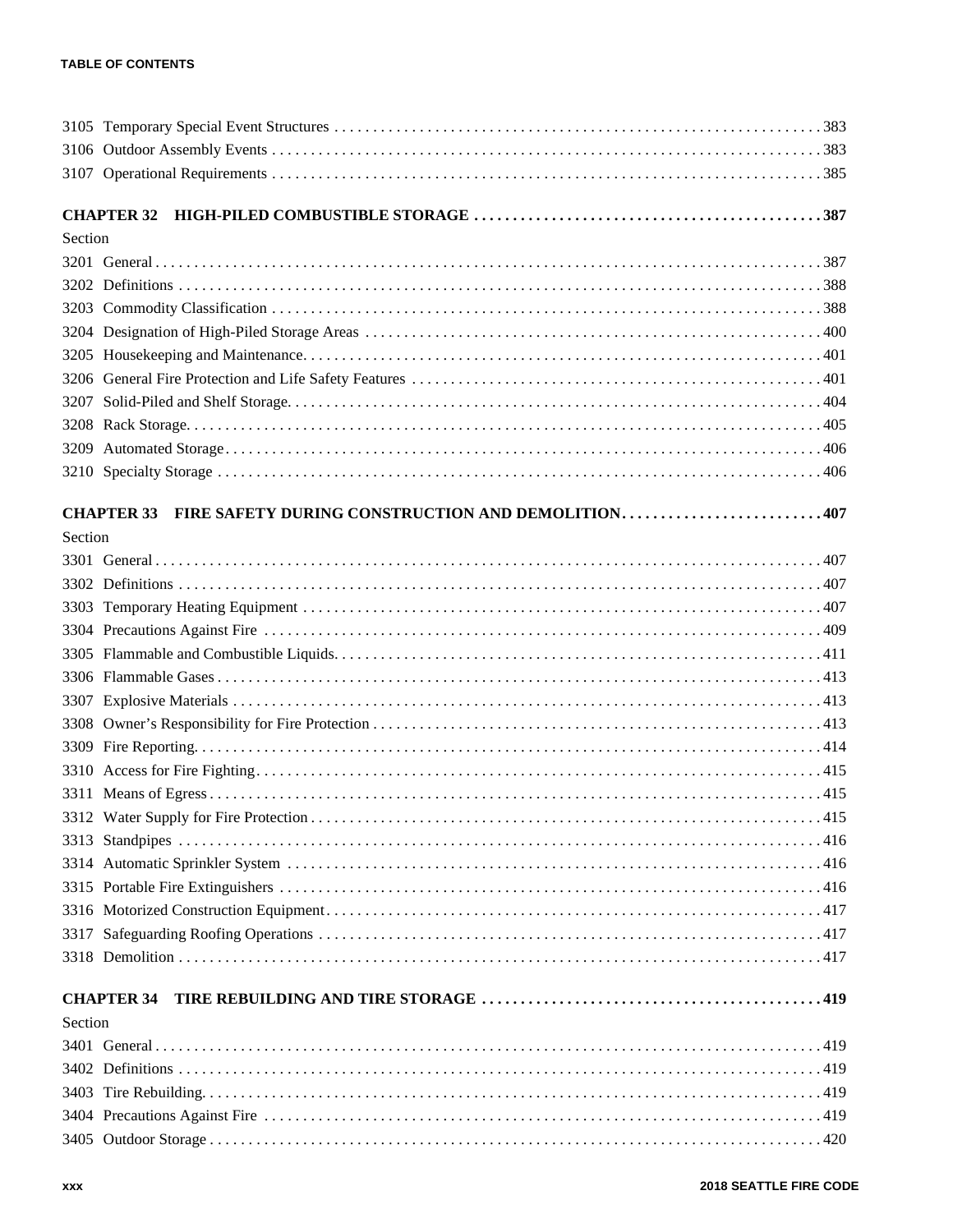3105 Temporary Special Event Structures . . . . . . . . . . . . . . . . . . . . . . . . . . . . . . . . . . . . . . . . . . . . . . . . . . . . . . . . . . . . . 383
3106 Outdoor Assembly Events . . . . . . . . . . . . . . . . . . . . . . . . . . . . . . . . . . . . . . . . . . . . . . . . . . . . . . . . . . . . . . . . . . . . . . 383
3107 Operational Requirements . . . . . . . . . . . . . . . . . . . . . . . . . . . . . . . . . . . . . . . . . . . . . . . . . . . . . . . . . . . . . . . . . . . . . . 385

**CHAPTER 32 HIGH-PILED COMBUSTIBLE STORAGE . . . . . . . . . . . . . . . . . . . . . . . . . . . . . . . . . . . . . . . . . . . . 387**

Section
3201 General . . . . . . . . . . . . . . . . . . . . . . . . . . . . . . . . . . . . . . . . . . . . . . . . . . . . . . . . . . . . . . . . . . . . . . . . . . . . . . . . . . 387
3202 Definitions . . . . . . . . . . . . . . . . . . . . . . . . . . . . . . . . . . . . . . . . . . . . . . . . . . . . . . . . . . . . . . . . . . . . . . . . . . . . . . . . 388
3203 Commodity Classification . . . . . . . . . . . . . . . . . . . . . . . . . . . . . . . . . . . . . . . . . . . . . . . . . . . . . . . . . . . . . . . . . . . . . . 388
3204 Designation of High-Piled Storage Areas . . . . . . . . . . . . . . . . . . . . . . . . . . . . . . . . . . . . . . . . . . . . . . . . . . . . . . . . . . 400
3205 Housekeeping and Maintenance. . . . . . . . . . . . . . . . . . . . . . . . . . . . . . . . . . . . . . . . . . . . . . . . . . . . . . . . . . . . . . . . . . 401
3206 General Fire Protection and Life Safety Features . . . . . . . . . . . . . . . . . . . . . . . . . . . . . . . . . . . . . . . . . . . . . . . . . . . . 401
3207 Solid-Piled and Shelf Storage. . . . . . . . . . . . . . . . . . . . . . . . . . . . . . . . . . . . . . . . . . . . . . . . . . . . . . . . . . . . . . . . . . . . 404
3208 Rack Storage. . . . . . . . . . . . . . . . . . . . . . . . . . . . . . . . . . . . . . . . . . . . . . . . . . . . . . . . . . . . . . . . . . . . . . . . . . . . . . . . 405
3209 Automated Storage . . . . . . . . . . . . . . . . . . . . . . . . . . . . . . . . . . . . . . . . . . . . . . . . . . . . . . . . . . . . . . . . . . . . . . . . . . . 406
3210 Specialty Storage . . . . . . . . . . . . . . . . . . . . . . . . . . . . . . . . . . . . . . . . . . . . . . . . . . . . . . . . . . . . . . . . . . . . . . . . . . . . 406

**CHAPTER 33 FIRE SAFETY DURING CONSTRUCTION AND DEMOLITION. . . . . . . . . . . . . . . . . . . . . . . . . 407**

Section
3301 General . . . . . . . . . . . . . . . . . . . . . . . . . . . . . . . . . . . . . . . . . . . . . . . . . . . . . . . . . . . . . . . . . . . . . . . . . . . . . . . . . . 407
3302 Definitions . . . . . . . . . . . . . . . . . . . . . . . . . . . . . . . . . . . . . . . . . . . . . . . . . . . . . . . . . . . . . . . . . . . . . . . . . . . . . . . . 407
3303 Temporary Heating Equipment . . . . . . . . . . . . . . . . . . . . . . . . . . . . . . . . . . . . . . . . . . . . . . . . . . . . . . . . . . . . . . . . . . 407
3304 Precautions Against Fire . . . . . . . . . . . . . . . . . . . . . . . . . . . . . . . . . . . . . . . . . . . . . . . . . . . . . . . . . . . . . . . . . . . . . . . 409
3305 Flammable and Combustible Liquids. . . . . . . . . . . . . . . . . . . . . . . . . . . . . . . . . . . . . . . . . . . . . . . . . . . . . . . . . . . . . . 411
3306 Flammable Gases . . . . . . . . . . . . . . . . . . . . . . . . . . . . . . . . . . . . . . . . . . . . . . . . . . . . . . . . . . . . . . . . . . . . . . . . . . . . 413
3307 Explosive Materials . . . . . . . . . . . . . . . . . . . . . . . . . . . . . . . . . . . . . . . . . . . . . . . . . . . . . . . . . . . . . . . . . . . . . . . . . . . 413
3308 Owner's Responsibility for Fire Protection . . . . . . . . . . . . . . . . . . . . . . . . . . . . . . . . . . . . . . . . . . . . . . . . . . . . . . . . . 413
3309 Fire Reporting. . . . . . . . . . . . . . . . . . . . . . . . . . . . . . . . . . . . . . . . . . . . . . . . . . . . . . . . . . . . . . . . . . . . . . . . . . . . . . . 414
3310 Access for Fire Fighting. . . . . . . . . . . . . . . . . . . . . . . . . . . . . . . . . . . . . . . . . . . . . . . . . . . . . . . . . . . . . . . . . . . . . . . . 415
3311 Means of Egress . . . . . . . . . . . . . . . . . . . . . . . . . . . . . . . . . . . . . . . . . . . . . . . . . . . . . . . . . . . . . . . . . . . . . . . . . . . . . 415
3312 Water Supply for Fire Protection . . . . . . . . . . . . . . . . . . . . . . . . . . . . . . . . . . . . . . . . . . . . . . . . . . . . . . . . . . . . . . . . . 415
3313 Standpipes . . . . . . . . . . . . . . . . . . . . . . . . . . . . . . . . . . . . . . . . . . . . . . . . . . . . . . . . . . . . . . . . . . . . . . . . . . . . . . . . . 416
3314 Automatic Sprinkler System . . . . . . . . . . . . . . . . . . . . . . . . . . . . . . . . . . . . . . . . . . . . . . . . . . . . . . . . . . . . . . . . . . . . 416
3315 Portable Fire Extinguishers . . . . . . . . . . . . . . . . . . . . . . . . . . . . . . . . . . . . . . . . . . . . . . . . . . . . . . . . . . . . . . . . . . . . . 416
3316 Motorized Construction Equipment . . . . . . . . . . . . . . . . . . . . . . . . . . . . . . . . . . . . . . . . . . . . . . . . . . . . . . . . . . . . . . . 417
3317 Safeguarding Roofing Operations . . . . . . . . . . . . . . . . . . . . . . . . . . . . . . . . . . . . . . . . . . . . . . . . . . . . . . . . . . . . . . . . 417
3318 Demolition . . . . . . . . . . . . . . . . . . . . . . . . . . . . . . . . . . . . . . . . . . . . . . . . . . . . . . . . . . . . . . . . . . . . . . . . . . . . . . . . . 417

**CHAPTER 34 TIRE REBUILDING AND TIRE STORAGE . . . . . . . . . . . . . . . . . . . . . . . . . . . . . . . . . . . . . . . . . . . 419**

Section
3401 General . . . . . . . . . . . . . . . . . . . . . . . . . . . . . . . . . . . . . . . . . . . . . . . . . . . . . . . . . . . . . . . . . . . . . . . . . . . . . . . . . . 419
3402 Definitions . . . . . . . . . . . . . . . . . . . . . . . . . . . . . . . . . . . . . . . . . . . . . . . . . . . . . . . . . . . . . . . . . . . . . . . . . . . . . . . . 419
3403 Tire Rebuilding. . . . . . . . . . . . . . . . . . . . . . . . . . . . . . . . . . . . . . . . . . . . . . . . . . . . . . . . . . . . . . . . . . . . . . . . . . . . . . 419
3404 Precautions Against Fire . . . . . . . . . . . . . . . . . . . . . . . . . . . . . . . . . . . . . . . . . . . . . . . . . . . . . . . . . . . . . . . . . . . . . . . 419
3405 Outdoor Storage . . . . . . . . . . . . . . . . . . . . . . . . . . . . . . . . . . . . . . . . . . . . . . . . . . . . . . . . . . . . . . . . . . . . . . . . . . . . . 420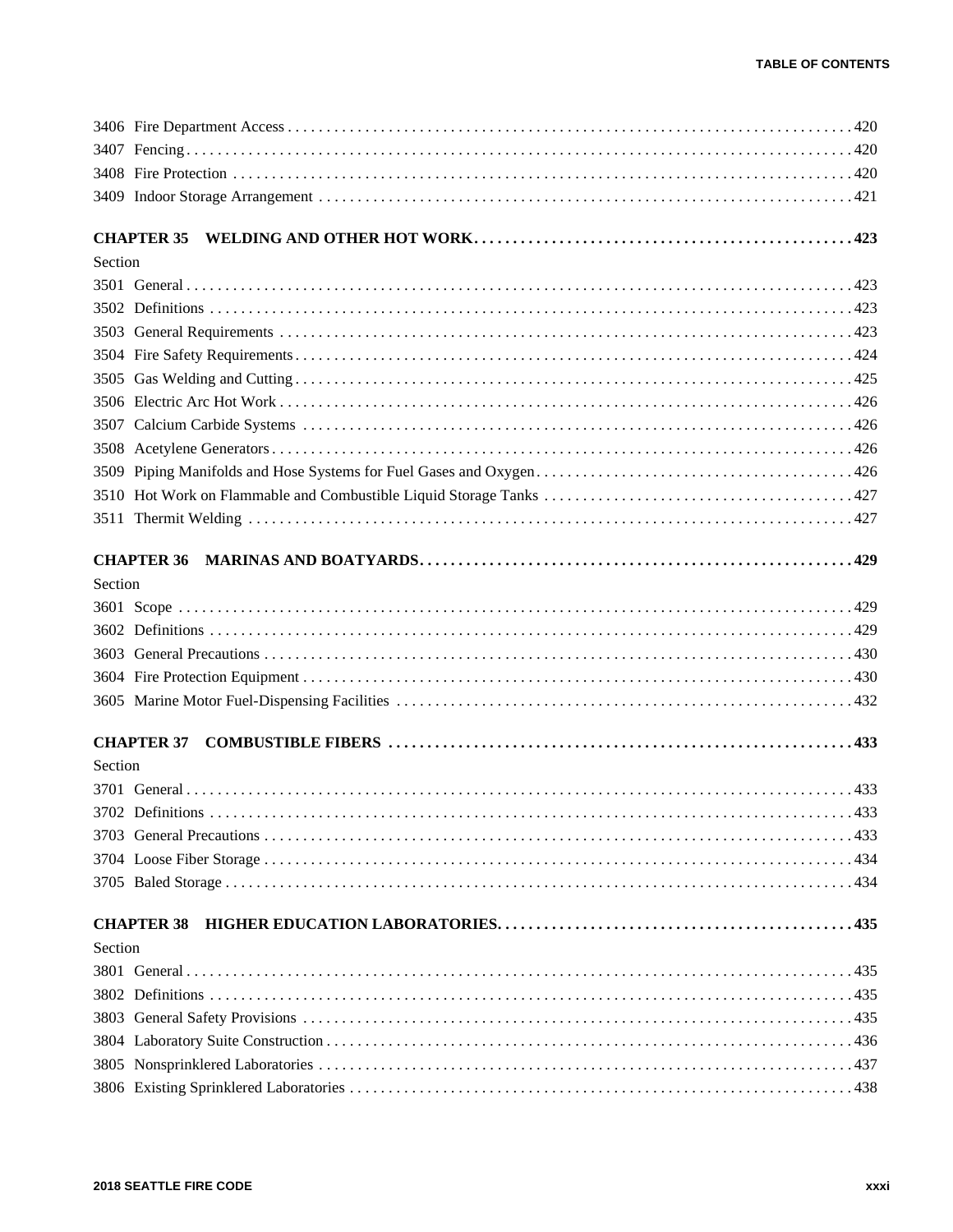3406 Fire Department Access . . . . . . . . . . . . . . . . . . . . . . . . . . . . . . . . . . . . . . . . . . . . . . . . . . . . . . . . 420

3407 Fencing . . . . . . . . . . . . . . . . . . . . . . . . . . . . . . . . . . . . . . . . . . . . . . . . . . . . . . . . . . . . . . . . . . 420

3408 Fire Protection . . . . . . . . . . . . . . . . . . . . . . . . . . . . . . . . . . . . . . . . . . . . . . . . . . . . . . . . . . . . . 420

3409 Indoor Storage Arrangement . . . . . . . . . . . . . . . . . . . . . . . . . . . . . . . . . . . . . . . . . . . . . . . . . . . 421

**CHAPTER 35 WELDING AND OTHER HOT WORK . . . . . . . . . . . . . . . . . . . . . . . . . . . . . . . . . . . . . . . 423**

Section

3501 General . . . . . . . . . . . . . . . . . . . . . . . . . . . . . . . . . . . . . . . . . . . . . . . . . . . . . . . . . . . . . . . . . . 423

3502 Definitions . . . . . . . . . . . . . . . . . . . . . . . . . . . . . . . . . . . . . . . . . . . . . . . . . . . . . . . . . . . . . . . . 423

3503 General Requirements . . . . . . . . . . . . . . . . . . . . . . . . . . . . . . . . . . . . . . . . . . . . . . . . . . . . . . . . 423

3504 Fire Safety Requirements . . . . . . . . . . . . . . . . . . . . . . . . . . . . . . . . . . . . . . . . . . . . . . . . . . . . . . 424

3505 Gas Welding and Cutting . . . . . . . . . . . . . . . . . . . . . . . . . . . . . . . . . . . . . . . . . . . . . . . . . . . . . . 425

3506 Electric Arc Hot Work . . . . . . . . . . . . . . . . . . . . . . . . . . . . . . . . . . . . . . . . . . . . . . . . . . . . . . . . 426

3507 Calcium Carbide Systems . . . . . . . . . . . . . . . . . . . . . . . . . . . . . . . . . . . . . . . . . . . . . . . . . . . . . 426

3508 Acetylene Generators . . . . . . . . . . . . . . . . . . . . . . . . . . . . . . . . . . . . . . . . . . . . . . . . . . . . . . . . 426

3509 Piping Manifolds and Hose Systems for Fuel Gases and Oxygen . . . . . . . . . . . . . . . . . . . . . . . . . . . . 426

3510 Hot Work on Flammable and Combustible Liquid Storage Tanks . . . . . . . . . . . . . . . . . . . . . . . . . . . 427

3511 Thermit Welding . . . . . . . . . . . . . . . . . . . . . . . . . . . . . . . . . . . . . . . . . . . . . . . . . . . . . . . . . . . . 427

**CHAPTER 36 MARINAS AND BOATYARDS . . . . . . . . . . . . . . . . . . . . . . . . . . . . . . . . . . . . . . . . . . . 429**

Section

3601 Scope . . . . . . . . . . . . . . . . . . . . . . . . . . . . . . . . . . . . . . . . . . . . . . . . . . . . . . . . . . . . . . . . . . . 429

3602 Definitions . . . . . . . . . . . . . . . . . . . . . . . . . . . . . . . . . . . . . . . . . . . . . . . . . . . . . . . . . . . . . . . . 429

3603 General Precautions . . . . . . . . . . . . . . . . . . . . . . . . . . . . . . . . . . . . . . . . . . . . . . . . . . . . . . . . . 430

3604 Fire Protection Equipment . . . . . . . . . . . . . . . . . . . . . . . . . . . . . . . . . . . . . . . . . . . . . . . . . . . . . 430

3605 Marine Motor Fuel-Dispensing Facilities . . . . . . . . . . . . . . . . . . . . . . . . . . . . . . . . . . . . . . . . . . . 432

**CHAPTER 37 COMBUSTIBLE FIBERS . . . . . . . . . . . . . . . . . . . . . . . . . . . . . . . . . . . . . . . . . . . . . . 433**

Section

3701 General . . . . . . . . . . . . . . . . . . . . . . . . . . . . . . . . . . . . . . . . . . . . . . . . . . . . . . . . . . . . . . . . . . 433

3702 Definitions . . . . . . . . . . . . . . . . . . . . . . . . . . . . . . . . . . . . . . . . . . . . . . . . . . . . . . . . . . . . . . . . 433

3703 General Precautions . . . . . . . . . . . . . . . . . . . . . . . . . . . . . . . . . . . . . . . . . . . . . . . . . . . . . . . . . 433

3704 Loose Fiber Storage . . . . . . . . . . . . . . . . . . . . . . . . . . . . . . . . . . . . . . . . . . . . . . . . . . . . . . . . . 434

3705 Baled Storage . . . . . . . . . . . . . . . . . . . . . . . . . . . . . . . . . . . . . . . . . . . . . . . . . . . . . . . . . . . . . . 434

**CHAPTER 38 HIGHER EDUCATION LABORATORIES . . . . . . . . . . . . . . . . . . . . . . . . . . . . . . . . . . . . 435**

Section

3801 General . . . . . . . . . . . . . . . . . . . . . . . . . . . . . . . . . . . . . . . . . . . . . . . . . . . . . . . . . . . . . . . . . . 435

3802 Definitions . . . . . . . . . . . . . . . . . . . . . . . . . . . . . . . . . . . . . . . . . . . . . . . . . . . . . . . . . . . . . . . . 435

3803 General Safety Provisions . . . . . . . . . . . . . . . . . . . . . . . . . . . . . . . . . . . . . . . . . . . . . . . . . . . . . 435

3804 Laboratory Suite Construction . . . . . . . . . . . . . . . . . . . . . . . . . . . . . . . . . . . . . . . . . . . . . . . . . . 436

3805 Nonsprinklered Laboratories . . . . . . . . . . . . . . . . . . . . . . . . . . . . . . . . . . . . . . . . . . . . . . . . . . . 437

3806 Existing Sprinklered Laboratories . . . . . . . . . . . . . . . . . . . . . . . . . . . . . . . . . . . . . . . . . . . . . . . 438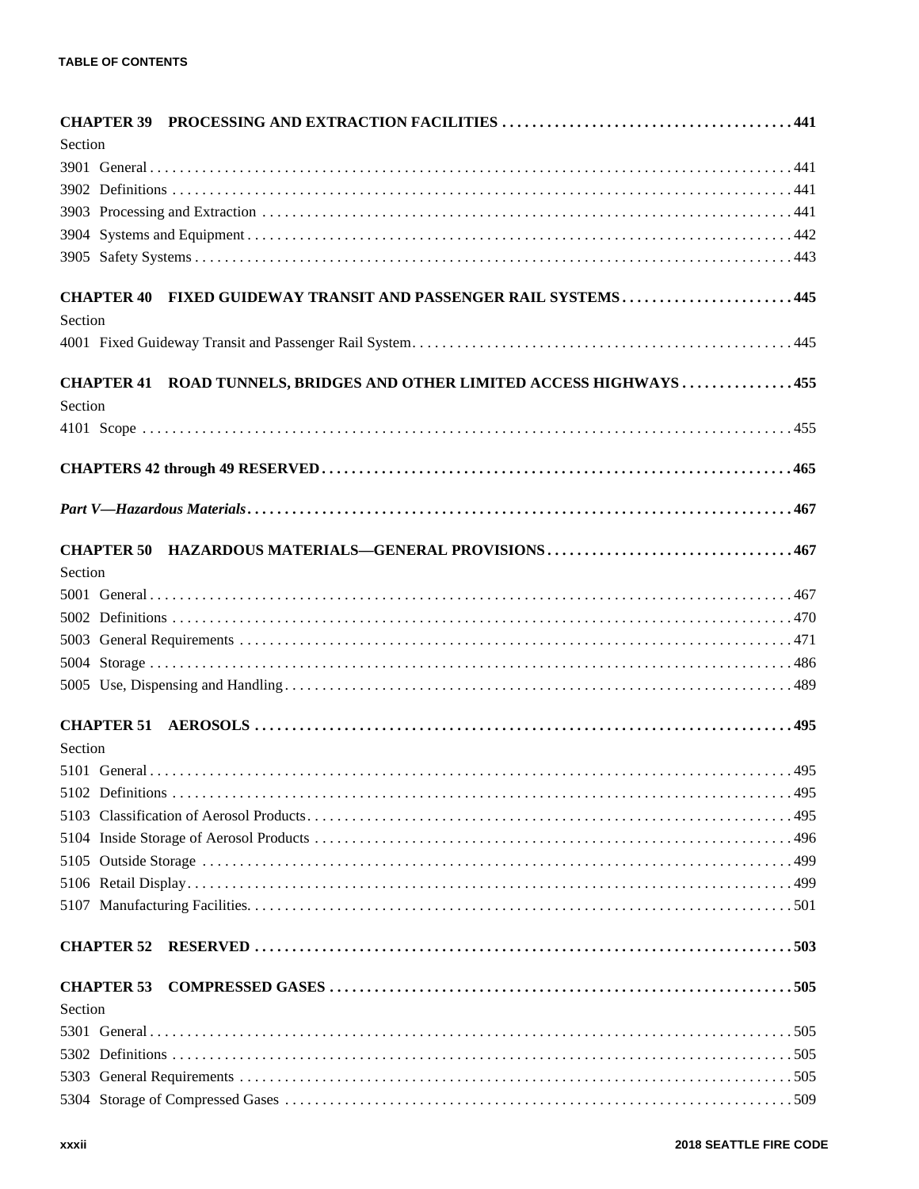**CHAPTER 39 PROCESSING AND EXTRACTION FACILITIES . . . . . . . . . . . . . . . . . . . . . . . . . . . . . . . . . . . . . . 441**

Section

3901 General . . . . . . . . . . . . . . . . . . . . . . . . . . . . . . . . . . . . . . . . . . . . . . . . . . . . . . . . . . . . . . . . . . . . . . . . . . . 441

3902 Definitions . . . . . . . . . . . . . . . . . . . . . . . . . . . . . . . . . . . . . . . . . . . . . . . . . . . . . . . . . . . . . . . . . . . . . . . . . 441

3903 Processing and Extraction . . . . . . . . . . . . . . . . . . . . . . . . . . . . . . . . . . . . . . . . . . . . . . . . . . . . . . . . . . . . 441

3904 Systems and Equipment . . . . . . . . . . . . . . . . . . . . . . . . . . . . . . . . . . . . . . . . . . . . . . . . . . . . . . . . . . . . . . 442

3905 Safety Systems . . . . . . . . . . . . . . . . . . . . . . . . . . . . . . . . . . . . . . . . . . . . . . . . . . . . . . . . . . . . . . . . . . . . . . 443

**CHAPTER 40 FIXED GUIDEWAY TRANSIT AND PASSENGER RAIL SYSTEMS . . . . . . . . . . . . . . . . . . . . . . 445**

Section

4001 Fixed Guideway Transit and Passenger Rail System. . . . . . . . . . . . . . . . . . . . . . . . . . . . . . . . . . . . . . . . . . 445

**CHAPTER 41 ROAD TUNNELS, BRIDGES AND OTHER LIMITED ACCESS HIGHWAYS . . . . . . . . . . . . . . 455**

Section

4101 Scope . . . . . . . . . . . . . . . . . . . . . . . . . . . . . . . . . . . . . . . . . . . . . . . . . . . . . . . . . . . . . . . . . . . . . . . . . . . . 455

**CHAPTERS 42 through 49 RESERVED . . . . . . . . . . . . . . . . . . . . . . . . . . . . . . . . . . . . . . . . . . . . . . . . . . . . . . . 465**

***Part V—Hazardous Materials . . . . . . . . . . . . . . . . . . . . . . . . . . . . . . . . . . . . . . . . . . . . . . . . . . . . . . . . . . . . . 467***

**CHAPTER 50 HAZARDOUS MATERIALS—GENERAL PROVISIONS . . . . . . . . . . . . . . . . . . . . . . . . . . . . . . . . 467**

Section

5001 General . . . . . . . . . . . . . . . . . . . . . . . . . . . . . . . . . . . . . . . . . . . . . . . . . . . . . . . . . . . . . . . . . . . . . . . . . . . 467

5002 Definitions . . . . . . . . . . . . . . . . . . . . . . . . . . . . . . . . . . . . . . . . . . . . . . . . . . . . . . . . . . . . . . . . . . . . . . . . . 470

5003 General Requirements . . . . . . . . . . . . . . . . . . . . . . . . . . . . . . . . . . . . . . . . . . . . . . . . . . . . . . . . . . . . . . . 471

5004 Storage . . . . . . . . . . . . . . . . . . . . . . . . . . . . . . . . . . . . . . . . . . . . . . . . . . . . . . . . . . . . . . . . . . . . . . . . . . . . 486

5005 Use, Dispensing and Handling . . . . . . . . . . . . . . . . . . . . . . . . . . . . . . . . . . . . . . . . . . . . . . . . . . . . . . . . . 489

**CHAPTER 51 AEROSOLS . . . . . . . . . . . . . . . . . . . . . . . . . . . . . . . . . . . . . . . . . . . . . . . . . . . . . . . . . . . . . . . . 495**

Section

5101 General . . . . . . . . . . . . . . . . . . . . . . . . . . . . . . . . . . . . . . . . . . . . . . . . . . . . . . . . . . . . . . . . . . . . . . . . . . . 495

5102 Definitions . . . . . . . . . . . . . . . . . . . . . . . . . . . . . . . . . . . . . . . . . . . . . . . . . . . . . . . . . . . . . . . . . . . . . . . . . 495

5103 Classification of Aerosol Products . . . . . . . . . . . . . . . . . . . . . . . . . . . . . . . . . . . . . . . . . . . . . . . . . . . . . 495

5104 Inside Storage of Aerosol Products . . . . . . . . . . . . . . . . . . . . . . . . . . . . . . . . . . . . . . . . . . . . . . . . . . . . 496

5105 Outside Storage . . . . . . . . . . . . . . . . . . . . . . . . . . . . . . . . . . . . . . . . . . . . . . . . . . . . . . . . . . . . . . . . . . . . 499

5106 Retail Display . . . . . . . . . . . . . . . . . . . . . . . . . . . . . . . . . . . . . . . . . . . . . . . . . . . . . . . . . . . . . . . . . . . . . . 499

5107 Manufacturing Facilities. . . . . . . . . . . . . . . . . . . . . . . . . . . . . . . . . . . . . . . . . . . . . . . . . . . . . . . . . . . . . . 501

**CHAPTER 52 RESERVED . . . . . . . . . . . . . . . . . . . . . . . . . . . . . . . . . . . . . . . . . . . . . . . . . . . . . . . . . . . . . . . . 503**

**CHAPTER 53 COMPRESSED GASES . . . . . . . . . . . . . . . . . . . . . . . . . . . . . . . . . . . . . . . . . . . . . . . . . . . . . . . 505**

Section

5301 General . . . . . . . . . . . . . . . . . . . . . . . . . . . . . . . . . . . . . . . . . . . . . . . . . . . . . . . . . . . . . . . . . . . . . . . . . . . 505

5302 Definitions . . . . . . . . . . . . . . . . . . . . . . . . . . . . . . . . . . . . . . . . . . . . . . . . . . . . . . . . . . . . . . . . . . . . . . . . . 505

5303 General Requirements . . . . . . . . . . . . . . . . . . . . . . . . . . . . . . . . . . . . . . . . . . . . . . . . . . . . . . . . . . . . . . . 505

5304 Storage of Compressed Gases . . . . . . . . . . . . . . . . . . . . . . . . . . . . . . . . . . . . . . . . . . . . . . . . . . . . . . . . . 509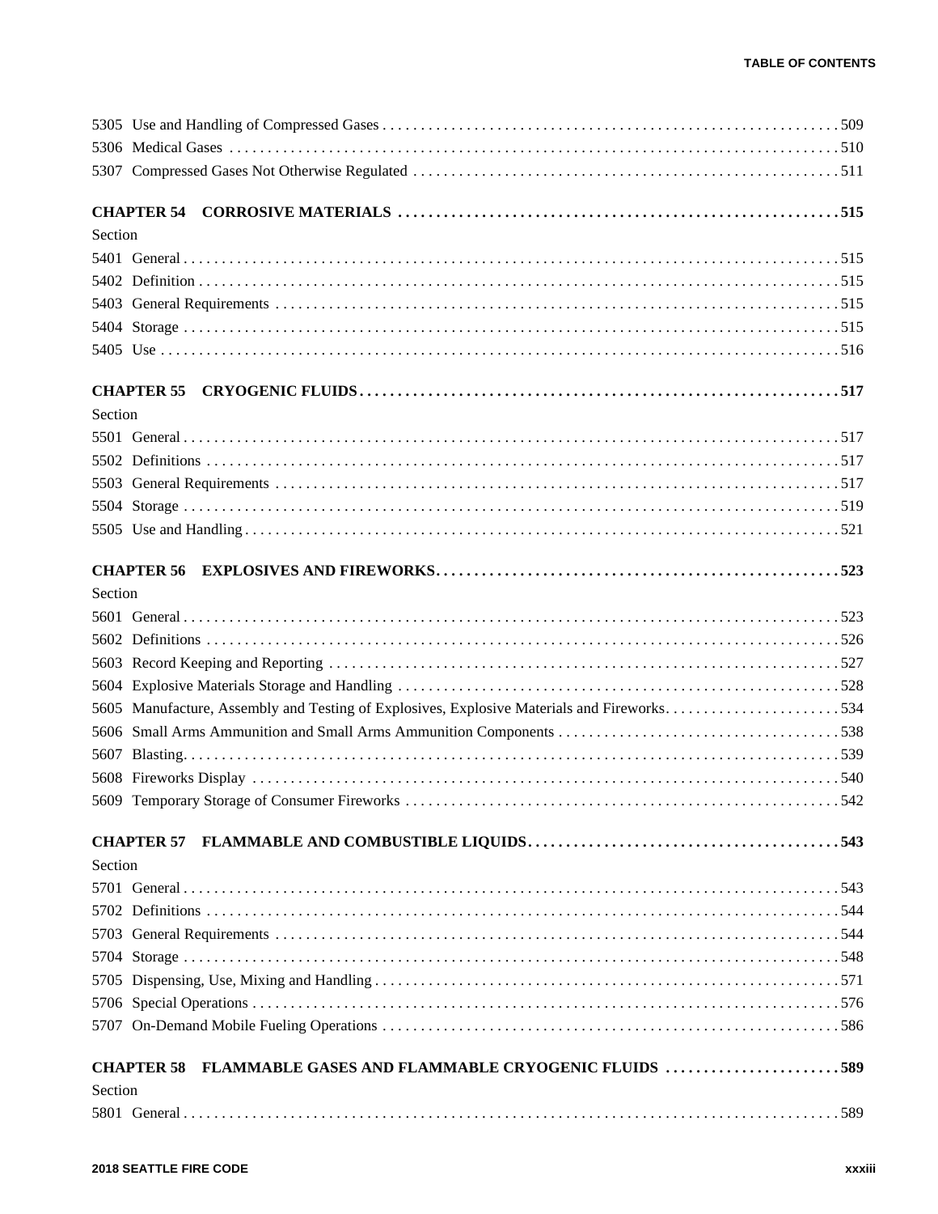5305 Use and Handling of Compressed Gases . . . . . . . . . . 509
5306 Medical Gases . . . . . . . . . . 510
5307 Compressed Gases Not Otherwise Regulated . . . . . . . . . . 511

**CHAPTER 54 CORROSIVE MATERIALS . . . . . . . . . . 515**

Section

5401 General . . . . . . . . . . 515
5402 Definition . . . . . . . . . . 515
5403 General Requirements . . . . . . . . . . 515
5404 Storage . . . . . . . . . . 515
5405 Use . . . . . . . . . . 516

**CHAPTER 55 CRYOGENIC FLUIDS . . . . . . . . . . 517**

Section

5501 General . . . . . . . . . . 517
5502 Definitions . . . . . . . . . . 517
5503 General Requirements . . . . . . . . . . 517
5504 Storage . . . . . . . . . . 519
5505 Use and Handling . . . . . . . . . . 521

**CHAPTER 56 EXPLOSIVES AND FIREWORKS . . . . . . . . . . 523**

Section

5601 General . . . . . . . . . . 523
5602 Definitions . . . . . . . . . . 526
5603 Record Keeping and Reporting . . . . . . . . . . 527
5604 Explosive Materials Storage and Handling . . . . . . . . . . 528
5605 Manufacture, Assembly and Testing of Explosives, Explosive Materials and Fireworks . . . . . . . . . . 534
5606 Small Arms Ammunition and Small Arms Ammunition Components . . . . . . . . . . 538
5607 Blasting . . . . . . . . . . 539
5608 Fireworks Display . . . . . . . . . . 540
5609 Temporary Storage of Consumer Fireworks . . . . . . . . . . 542

**CHAPTER 57 FLAMMABLE AND COMBUSTIBLE LIQUIDS . . . . . . . . . . 543**

Section

5701 General . . . . . . . . . . 543
5702 Definitions . . . . . . . . . . 544
5703 General Requirements . . . . . . . . . . 544
5704 Storage . . . . . . . . . . 548
5705 Dispensing, Use, Mixing and Handling . . . . . . . . . . 571
5706 Special Operations . . . . . . . . . . 576
5707 On-Demand Mobile Fueling Operations . . . . . . . . . . 586

**CHAPTER 58 FLAMMABLE GASES AND FLAMMABLE CRYOGENIC FLUIDS . . . . . . . . . . 589**

Section

5801 General . . . . . . . . . . 589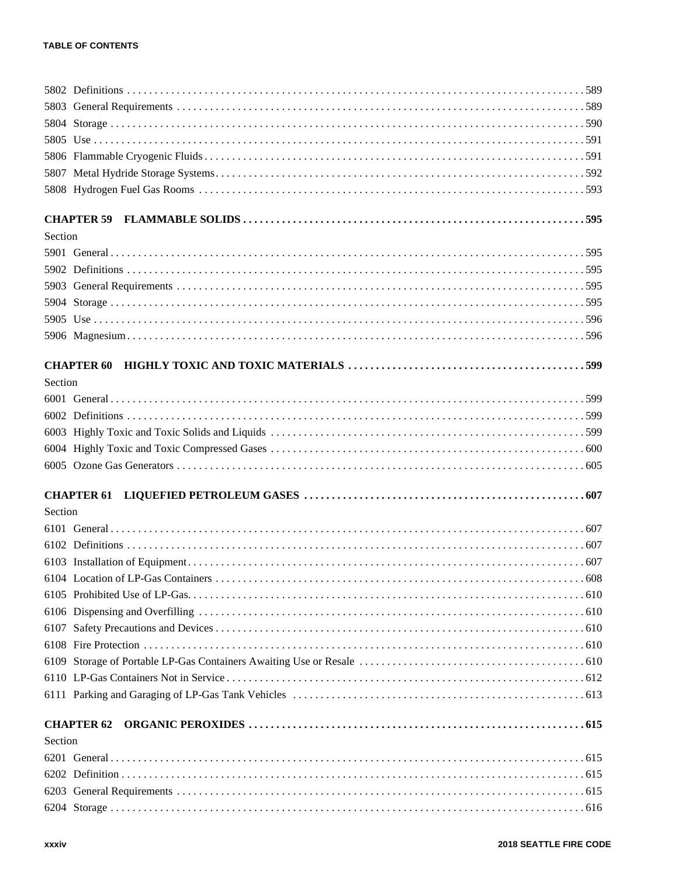5802 Definitions . . . . . . . . . . 589
5803 General Requirements . . . . . . . . . . 589
5804 Storage . . . . . . . . . . 590
5805 Use . . . . . . . . . . 591
5806 Flammable Cryogenic Fluids . . . . . . . . . . 591
5807 Metal Hydride Storage Systems . . . . . . . . . . 592
5808 Hydrogen Fuel Gas Rooms . . . . . . . . . . 593

**CHAPTER 59 FLAMMABLE SOLIDS . . . . . . . . . . 595**

Section

5901 General . . . . . . . . . . 595
5902 Definitions . . . . . . . . . . 595
5903 General Requirements . . . . . . . . . . 595
5904 Storage . . . . . . . . . . 595
5905 Use . . . . . . . . . . 596
5906 Magnesium . . . . . . . . . . 596

**CHAPTER 60 HIGHLY TOXIC AND TOXIC MATERIALS . . . . . . . . . . 599**

Section

6001 General . . . . . . . . . . 599
6002 Definitions . . . . . . . . . . 599
6003 Highly Toxic and Toxic Solids and Liquids . . . . . . . . . . 599
6004 Highly Toxic and Toxic Compressed Gases . . . . . . . . . . 600
6005 Ozone Gas Generators . . . . . . . . . . 605

**CHAPTER 61 LIQUEFIED PETROLEUM GASES . . . . . . . . . . 607**

Section

6101 General . . . . . . . . . . 607
6102 Definitions . . . . . . . . . . 607
6103 Installation of Equipment . . . . . . . . . . 607
6104 Location of LP-Gas Containers . . . . . . . . . . 608
6105 Prohibited Use of LP-Gas . . . . . . . . . . 610
6106 Dispensing and Overfilling . . . . . . . . . . 610
6107 Safety Precautions and Devices . . . . . . . . . . 610
6108 Fire Protection . . . . . . . . . . 610
6109 Storage of Portable LP-Gas Containers Awaiting Use or Resale . . . . . . . . . . 610
6110 LP-Gas Containers Not in Service . . . . . . . . . . 612
6111 Parking and Garaging of LP-Gas Tank Vehicles . . . . . . . . . . 613

**CHAPTER 62 ORGANIC PEROXIDES . . . . . . . . . . 615**

Section

6201 General . . . . . . . . . . 615
6202 Definition . . . . . . . . . . 615
6203 General Requirements . . . . . . . . . . 615
6204 Storage . . . . . . . . . . 616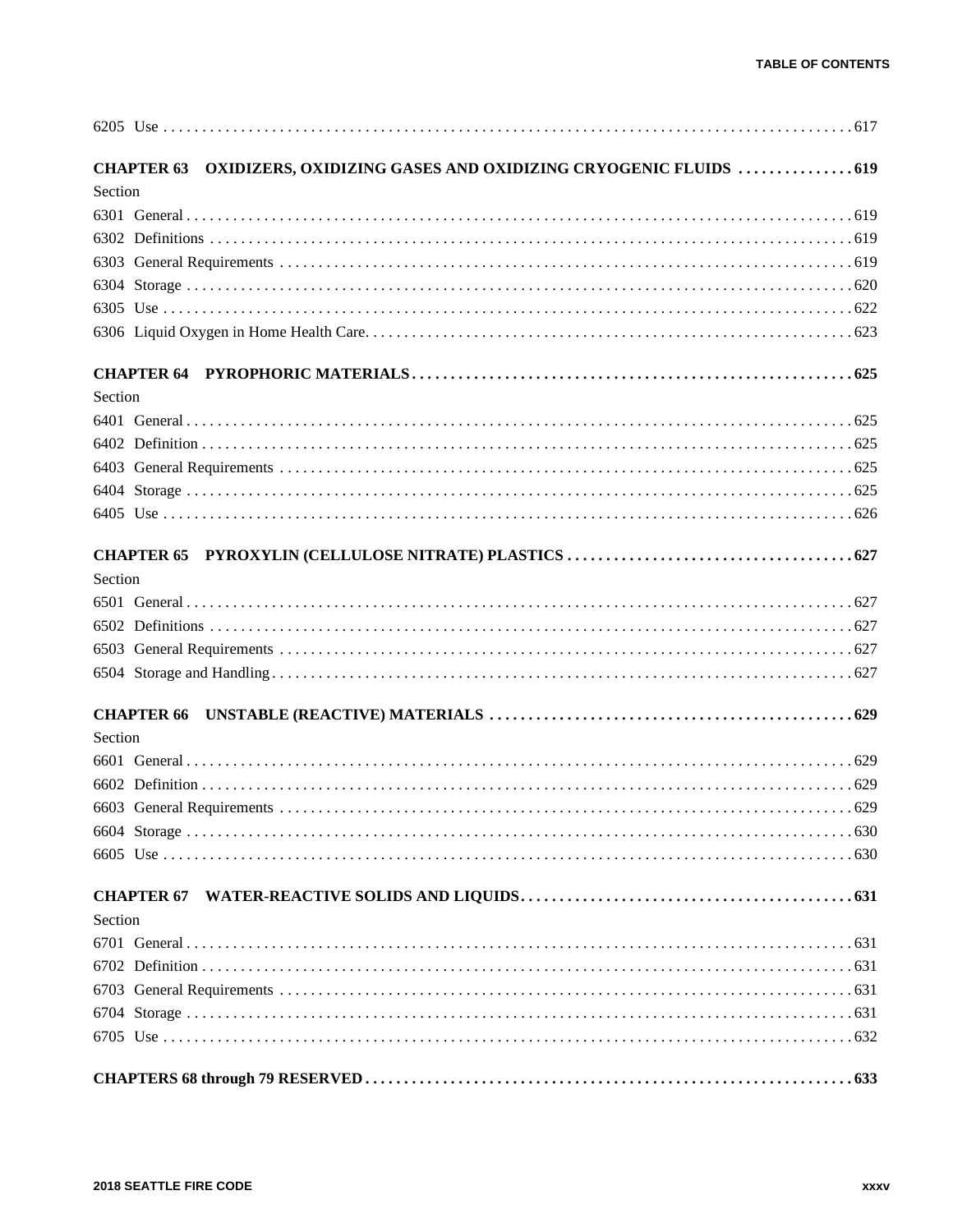6205 Use . . . . . . . . . . 617

**CHAPTER 63 OXIDIZERS, OXIDIZING GASES AND OXIDIZING CRYOGENIC FLUIDS . . . . . . . . . . 619**

Section

6301 General . . . . . . . . . . 619

6302 Definitions . . . . . . . . . . 619

6303 General Requirements . . . . . . . . . . 619

6304 Storage . . . . . . . . . . 620

6305 Use . . . . . . . . . . 622

6306 Liquid Oxygen in Home Health Care. . . . . . . . . . . 623

**CHAPTER 64 PYROPHORIC MATERIALS . . . . . . . . . . 625**

Section

6401 General . . . . . . . . . . 625

6402 Definition . . . . . . . . . . 625

6403 General Requirements . . . . . . . . . . 625

6404 Storage . . . . . . . . . . 625

6405 Use . . . . . . . . . . 626

**CHAPTER 65 PYROXYLIN (CELLULOSE NITRATE) PLASTICS . . . . . . . . . . 627**

Section

6501 General . . . . . . . . . . 627

6502 Definitions . . . . . . . . . . 627

6503 General Requirements . . . . . . . . . . 627

6504 Storage and Handling . . . . . . . . . . 627

**CHAPTER 66 UNSTABLE (REACTIVE) MATERIALS . . . . . . . . . . 629**

Section

6601 General . . . . . . . . . . 629

6602 Definition . . . . . . . . . . 629

6603 General Requirements . . . . . . . . . . 629

6604 Storage . . . . . . . . . . 630

6605 Use . . . . . . . . . . 630

**CHAPTER 67 WATER-REACTIVE SOLIDS AND LIQUIDS . . . . . . . . . . 631**

Section

6701 General . . . . . . . . . . 631

6702 Definition . . . . . . . . . . 631

6703 General Requirements . . . . . . . . . . 631

6704 Storage . . . . . . . . . . 631

6705 Use . . . . . . . . . . 632

**CHAPTERS 68 through 79 RESERVED . . . . . . . . . . 633**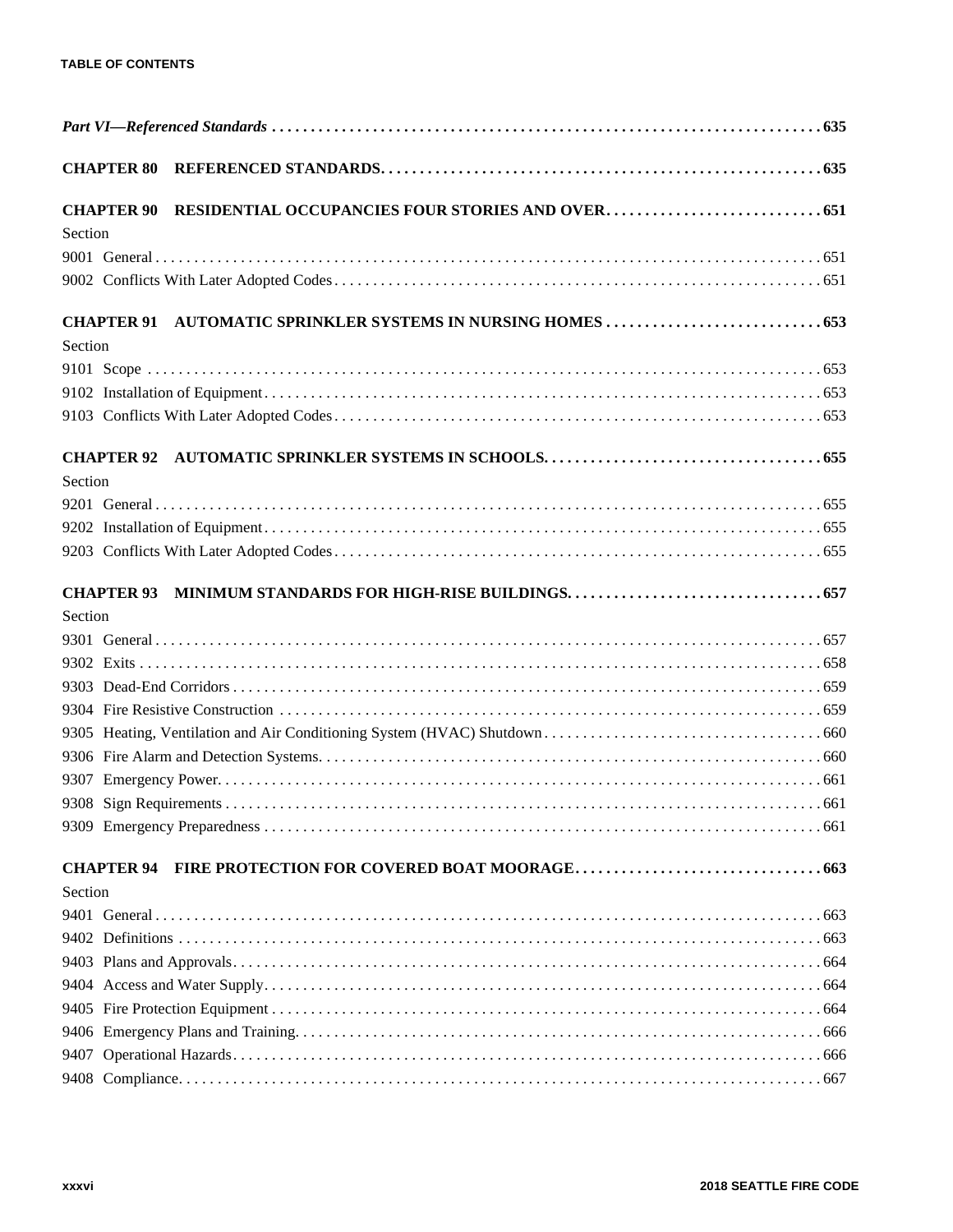*Part VI—Referenced Standards* . . . . . . . . . . . . . . . . . . . . . . . . . . . . . . . . . . . . . . . . . . . . . . . . . . . . . . . . . . . . . . . . . . . . 635

**CHAPTER 80 REFERENCED STANDARDS** . . . . . . . . . . . . . . . . . . . . . . . . . . . . . . . . . . . . . . . . . . . . . . . . . . . . . . 635

**CHAPTER 90 RESIDENTIAL OCCUPANCIES FOUR STORIES AND OVER** . . . . . . . . . . . . . . . . . . . . . . . . . . . 651

Section

9001 General . . . . . . . . . . . . . . . . . . . . . . . . . . . . . . . . . . . . . . . . . . . . . . . . . . . . . . . . . . . . . . . . . . . . . . . . . . . . . . . 651

9002 Conflicts With Later Adopted Codes . . . . . . . . . . . . . . . . . . . . . . . . . . . . . . . . . . . . . . . . . . . . . . . . . . . . . . . . 651

**CHAPTER 91 AUTOMATIC SPRINKLER SYSTEMS IN NURSING HOMES** . . . . . . . . . . . . . . . . . . . . . . . . . . . 653

Section

9101 Scope . . . . . . . . . . . . . . . . . . . . . . . . . . . . . . . . . . . . . . . . . . . . . . . . . . . . . . . . . . . . . . . . . . . . . . . . . . . . . . . . 653

9102 Installation of Equipment . . . . . . . . . . . . . . . . . . . . . . . . . . . . . . . . . . . . . . . . . . . . . . . . . . . . . . . . . . . . . . . . 653

9103 Conflicts With Later Adopted Codes . . . . . . . . . . . . . . . . . . . . . . . . . . . . . . . . . . . . . . . . . . . . . . . . . . . . . . . . 653

**CHAPTER 92 AUTOMATIC SPRINKLER SYSTEMS IN SCHOOLS** . . . . . . . . . . . . . . . . . . . . . . . . . . . . . . . . . . . 655

Section

9201 General . . . . . . . . . . . . . . . . . . . . . . . . . . . . . . . . . . . . . . . . . . . . . . . . . . . . . . . . . . . . . . . . . . . . . . . . . . . . . . . 655

9202 Installation of Equipment . . . . . . . . . . . . . . . . . . . . . . . . . . . . . . . . . . . . . . . . . . . . . . . . . . . . . . . . . . . . . . . . 655

9203 Conflicts With Later Adopted Codes . . . . . . . . . . . . . . . . . . . . . . . . . . . . . . . . . . . . . . . . . . . . . . . . . . . . . . . . 655

**CHAPTER 93 MINIMUM STANDARDS FOR HIGH-RISE BUILDINGS** . . . . . . . . . . . . . . . . . . . . . . . . . . . . . . . . 657

Section

9301 General . . . . . . . . . . . . . . . . . . . . . . . . . . . . . . . . . . . . . . . . . . . . . . . . . . . . . . . . . . . . . . . . . . . . . . . . . . . . . . . 657

9302 Exits . . . . . . . . . . . . . . . . . . . . . . . . . . . . . . . . . . . . . . . . . . . . . . . . . . . . . . . . . . . . . . . . . . . . . . . . . . . . . . . . . 658

9303 Dead-End Corridors . . . . . . . . . . . . . . . . . . . . . . . . . . . . . . . . . . . . . . . . . . . . . . . . . . . . . . . . . . . . . . . . . . . . 659

9304 Fire Resistive Construction . . . . . . . . . . . . . . . . . . . . . . . . . . . . . . . . . . . . . . . . . . . . . . . . . . . . . . . . . . . . . . 659

9305 Heating, Ventilation and Air Conditioning System (HVAC) Shutdown . . . . . . . . . . . . . . . . . . . . . . . . . . . . . 660

9306 Fire Alarm and Detection Systems . . . . . . . . . . . . . . . . . . . . . . . . . . . . . . . . . . . . . . . . . . . . . . . . . . . . . . . . . 660

9307 Emergency Power . . . . . . . . . . . . . . . . . . . . . . . . . . . . . . . . . . . . . . . . . . . . . . . . . . . . . . . . . . . . . . . . . . . . . 661

9308 Sign Requirements . . . . . . . . . . . . . . . . . . . . . . . . . . . . . . . . . . . . . . . . . . . . . . . . . . . . . . . . . . . . . . . . . . . . . 661

9309 Emergency Preparedness . . . . . . . . . . . . . . . . . . . . . . . . . . . . . . . . . . . . . . . . . . . . . . . . . . . . . . . . . . . . . . . . 661

**CHAPTER 94 FIRE PROTECTION FOR COVERED BOAT MOORAGE** . . . . . . . . . . . . . . . . . . . . . . . . . . . . . . . . 663

Section

9401 General . . . . . . . . . . . . . . . . . . . . . . . . . . . . . . . . . . . . . . . . . . . . . . . . . . . . . . . . . . . . . . . . . . . . . . . . . . . . . . . 663

9402 Definitions . . . . . . . . . . . . . . . . . . . . . . . . . . . . . . . . . . . . . . . . . . . . . . . . . . . . . . . . . . . . . . . . . . . . . . . . . . . . 663

9403 Plans and Approvals . . . . . . . . . . . . . . . . . . . . . . . . . . . . . . . . . . . . . . . . . . . . . . . . . . . . . . . . . . . . . . . . . . . . 664

9404 Access and Water Supply . . . . . . . . . . . . . . . . . . . . . . . . . . . . . . . . . . . . . . . . . . . . . . . . . . . . . . . . . . . . . . . . 664

9405 Fire Protection Equipment . . . . . . . . . . . . . . . . . . . . . . . . . . . . . . . . . . . . . . . . . . . . . . . . . . . . . . . . . . . . . . . 664

9406 Emergency Plans and Training . . . . . . . . . . . . . . . . . . . . . . . . . . . . . . . . . . . . . . . . . . . . . . . . . . . . . . . . . . . . 666

9407 Operational Hazards . . . . . . . . . . . . . . . . . . . . . . . . . . . . . . . . . . . . . . . . . . . . . . . . . . . . . . . . . . . . . . . . . . . . 666

9408 Compliance . . . . . . . . . . . . . . . . . . . . . . . . . . . . . . . . . . . . . . . . . . . . . . . . . . . . . . . . . . . . . . . . . . . . . . . . . . . 667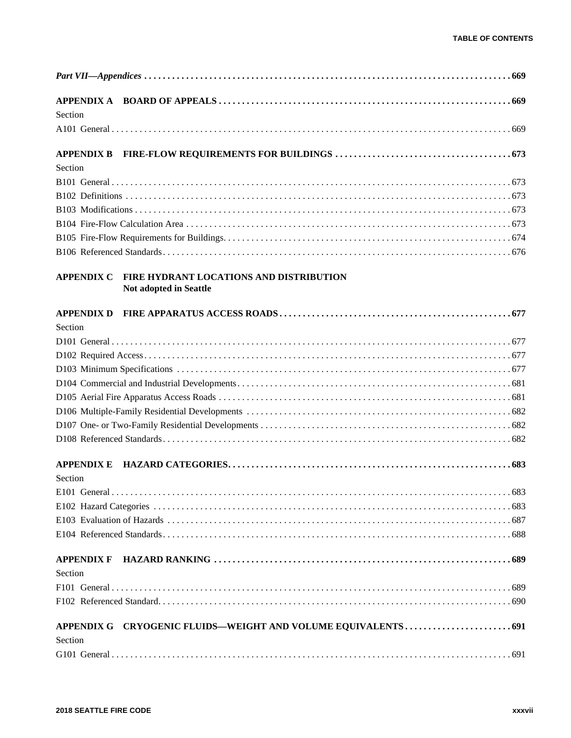*Part VII—Appendices* . . . . . . . . . . . . . . . . . . . . . . . . . . . . . . . . . . . . . . . . . . . . . . . . . . . . . . . . . . . . . . . . . . . . . . . . . . . . 669

**APPENDIX A BOARD OF APPEALS . . . . . . . . . . . . . . . . . . . . . . . . . . . . . . . . . . . . . . . . . . . . . . . . . . . . . . . . . . . . 669**

Section

A101 General . . . . . . . . . . . . . . . . . . . . . . . . . . . . . . . . . . . . . . . . . . . . . . . . . . . . . . . . . . . . . . . . . . . . . . . . . . . . . . 669

**APPENDIX B FIRE-FLOW REQUIREMENTS FOR BUILDINGS . . . . . . . . . . . . . . . . . . . . . . . . . . . . . . . . . . . . . . 673**

Section

B101 General . . . . . . . . . . . . . . . . . . . . . . . . . . . . . . . . . . . . . . . . . . . . . . . . . . . . . . . . . . . . . . . . . . . . . . . . . . . . . . 673

B102 Definitions . . . . . . . . . . . . . . . . . . . . . . . . . . . . . . . . . . . . . . . . . . . . . . . . . . . . . . . . . . . . . . . . . . . . . . . . . . . . 673

B103 Modifications . . . . . . . . . . . . . . . . . . . . . . . . . . . . . . . . . . . . . . . . . . . . . . . . . . . . . . . . . . . . . . . . . . . . . . . . . . 673

B104 Fire-Flow Calculation Area . . . . . . . . . . . . . . . . . . . . . . . . . . . . . . . . . . . . . . . . . . . . . . . . . . . . . . . . . . . . . . 673

B105 Fire-Flow Requirements for Buildings. . . . . . . . . . . . . . . . . . . . . . . . . . . . . . . . . . . . . . . . . . . . . . . . . . . . . . 674

B106 Referenced Standards . . . . . . . . . . . . . . . . . . . . . . . . . . . . . . . . . . . . . . . . . . . . . . . . . . . . . . . . . . . . . . . . . . 676

**APPENDIX C FIRE HYDRANT LOCATIONS AND DISTRIBUTION**
**Not adopted in Seattle**

**APPENDIX D FIRE APPARATUS ACCESS ROADS . . . . . . . . . . . . . . . . . . . . . . . . . . . . . . . . . . . . . . . . . . . . . . . . . . . 677**

Section

D101 General . . . . . . . . . . . . . . . . . . . . . . . . . . . . . . . . . . . . . . . . . . . . . . . . . . . . . . . . . . . . . . . . . . . . . . . . . . . . . . 677

D102 Required Access . . . . . . . . . . . . . . . . . . . . . . . . . . . . . . . . . . . . . . . . . . . . . . . . . . . . . . . . . . . . . . . . . . . . . . . 677

D103 Minimum Specifications . . . . . . . . . . . . . . . . . . . . . . . . . . . . . . . . . . . . . . . . . . . . . . . . . . . . . . . . . . . . . . . . . 677

D104 Commercial and Industrial Developments . . . . . . . . . . . . . . . . . . . . . . . . . . . . . . . . . . . . . . . . . . . . . . . . . . . 681

D105 Aerial Fire Apparatus Access Roads . . . . . . . . . . . . . . . . . . . . . . . . . . . . . . . . . . . . . . . . . . . . . . . . . . . . . . . 681

D106 Multiple-Family Residential Developments . . . . . . . . . . . . . . . . . . . . . . . . . . . . . . . . . . . . . . . . . . . . . . . . . 682

D107 One- or Two-Family Residential Developments . . . . . . . . . . . . . . . . . . . . . . . . . . . . . . . . . . . . . . . . . . . . . . 682

D108 Referenced Standards . . . . . . . . . . . . . . . . . . . . . . . . . . . . . . . . . . . . . . . . . . . . . . . . . . . . . . . . . . . . . . . . . . 682

**APPENDIX E HAZARD CATEGORIES. . . . . . . . . . . . . . . . . . . . . . . . . . . . . . . . . . . . . . . . . . . . . . . . . . . . . . . . . . . . . 683**

Section

E101 General . . . . . . . . . . . . . . . . . . . . . . . . . . . . . . . . . . . . . . . . . . . . . . . . . . . . . . . . . . . . . . . . . . . . . . . . . . . . . . 683

E102 Hazard Categories . . . . . . . . . . . . . . . . . . . . . . . . . . . . . . . . . . . . . . . . . . . . . . . . . . . . . . . . . . . . . . . . . . . . . . 683

E103 Evaluation of Hazards . . . . . . . . . . . . . . . . . . . . . . . . . . . . . . . . . . . . . . . . . . . . . . . . . . . . . . . . . . . . . . . . . . 687

E104 Referenced Standards . . . . . . . . . . . . . . . . . . . . . . . . . . . . . . . . . . . . . . . . . . . . . . . . . . . . . . . . . . . . . . . . . . 688

**APPENDIX F HAZARD RANKING . . . . . . . . . . . . . . . . . . . . . . . . . . . . . . . . . . . . . . . . . . . . . . . . . . . . . . . . . . . . . . . . . 689**

Section

F101 General . . . . . . . . . . . . . . . . . . . . . . . . . . . . . . . . . . . . . . . . . . . . . . . . . . . . . . . . . . . . . . . . . . . . . . . . . . . . . . 689

F102 Referenced Standard. . . . . . . . . . . . . . . . . . . . . . . . . . . . . . . . . . . . . . . . . . . . . . . . . . . . . . . . . . . . . . . . . . . . 690

**APPENDIX G CRYOGENIC FLUIDS—WEIGHT AND VOLUME EQUIVALENTS . . . . . . . . . . . . . . . . . . . . . . . . 691**

Section

G101 General . . . . . . . . . . . . . . . . . . . . . . . . . . . . . . . . . . . . . . . . . . . . . . . . . . . . . . . . . . . . . . . . . . . . . . . . . . . . . . 691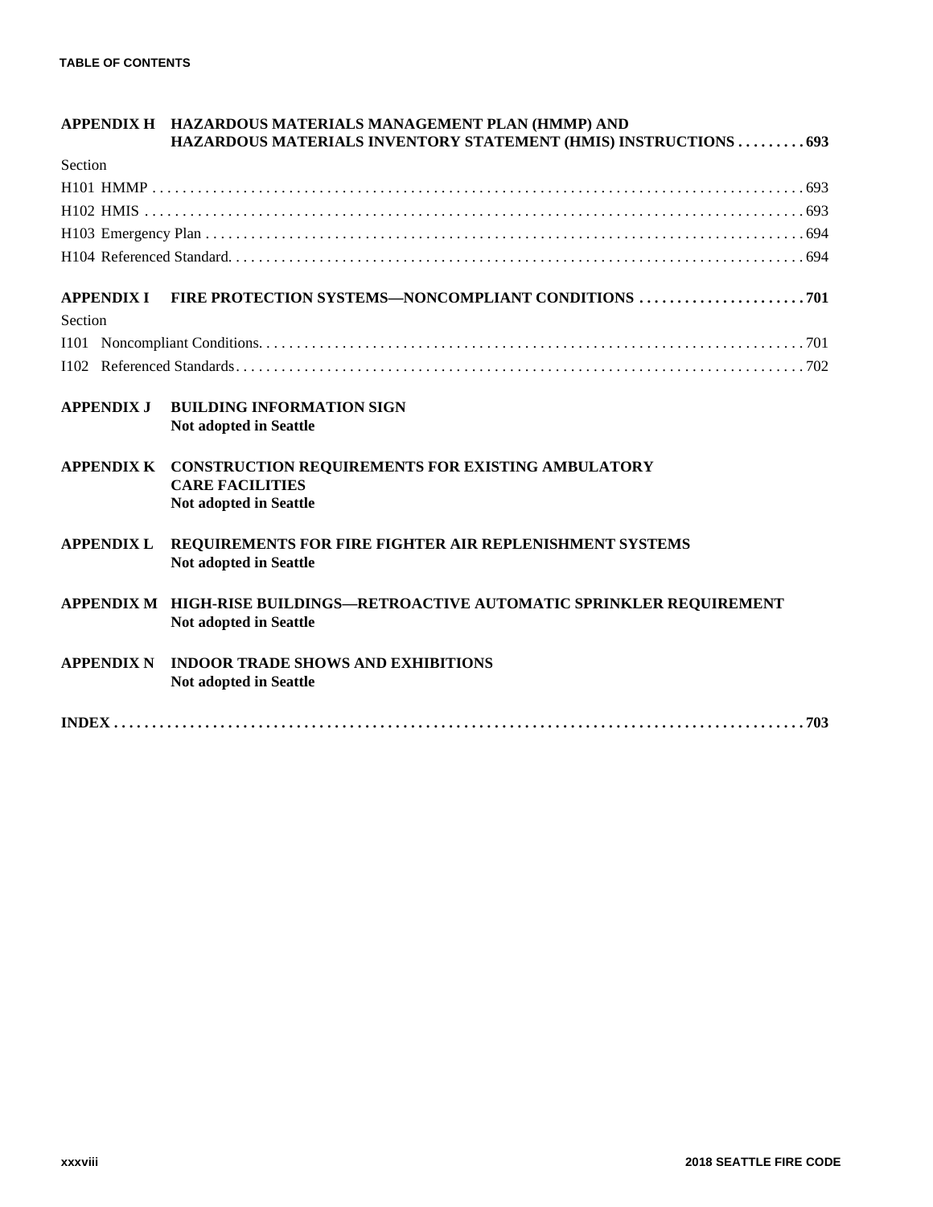**APPENDIX H HAZARDOUS MATERIALS MANAGEMENT PLAN (HMMP) AND HAZARDOUS MATERIALS INVENTORY STATEMENT (HMIS) INSTRUCTIONS . . . . . . . . . 693**

Section

H101 HMMP . . . . . . . . . . . . . . . . . . . . . . . . . . . . . . . . . . . . . . . . . . . . . . . . . . . . . . . . . . . . . . . . . . . . . . . . . . . . . . . . 693

H102 HMIS . . . . . . . . . . . . . . . . . . . . . . . . . . . . . . . . . . . . . . . . . . . . . . . . . . . . . . . . . . . . . . . . . . . . . . . . . . . . . . . . . 693

H103 Emergency Plan . . . . . . . . . . . . . . . . . . . . . . . . . . . . . . . . . . . . . . . . . . . . . . . . . . . . . . . . . . . . . . . . . . . . . . . . 694

H104 Referenced Standard. . . . . . . . . . . . . . . . . . . . . . . . . . . . . . . . . . . . . . . . . . . . . . . . . . . . . . . . . . . . . . . . . . . . . 694

**APPENDIX I FIRE PROTECTION SYSTEMS—NONCOMPLIANT CONDITIONS . . . . . . . . . . . . . . . . . . . . . . 701**

Section

I101 Noncompliant Conditions. . . . . . . . . . . . . . . . . . . . . . . . . . . . . . . . . . . . . . . . . . . . . . . . . . . . . . . . . . . . . . . . . . 701

I102 Referenced Standards . . . . . . . . . . . . . . . . . . . . . . . . . . . . . . . . . . . . . . . . . . . . . . . . . . . . . . . . . . . . . . . . . . . . 702

**APPENDIX J BUILDING INFORMATION SIGN**
**Not adopted in Seattle**

**APPENDIX K CONSTRUCTION REQUIREMENTS FOR EXISTING AMBULATORY CARE FACILITIES**
**Not adopted in Seattle**

**APPENDIX L REQUIREMENTS FOR FIRE FIGHTER AIR REPLENISHMENT SYSTEMS**
**Not adopted in Seattle**

**APPENDIX M HIGH-RISE BUILDINGS—RETROACTIVE AUTOMATIC SPRINKLER REQUIREMENT**
**Not adopted in Seattle**

**APPENDIX N INDOOR TRADE SHOWS AND EXHIBITIONS**
**Not adopted in Seattle**

**INDEX . . . . . . . . . . . . . . . . . . . . . . . . . . . . . . . . . . . . . . . . . . . . . . . . . . . . . . . . . . . . . . . . . . . . . . . . . . . . . . . . . . . . . 703**